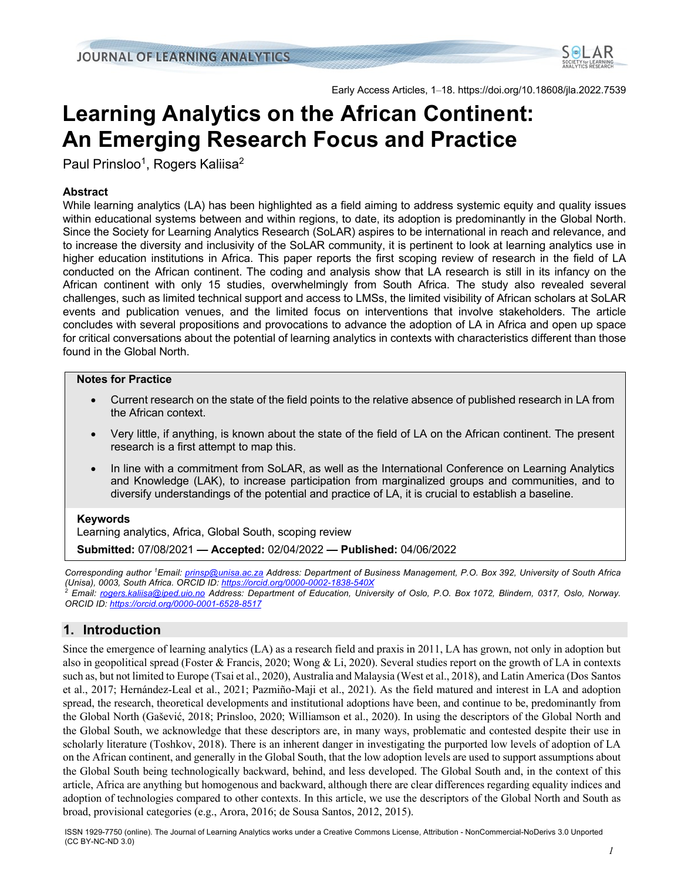# Learning Analytics on the African Continent: An Emerging Research Focus and Practice

Paul Prinsloo[1], Rogers Kaliisa[2]

## Abstract

While learning analytics (LA) has been highlighted as a field aiming to address systemic equity and quality issues within educational systems between and within regions, to date, its adoption is predominantly in the Global North. Since the Society for Learning Analytics Research (SoLAR) aspires to be international in reach and relevance, and to increase the diversity and inclusivity of the SoLAR community, it is pertinent to look at learning analytics use in higher education institutions in Africa. This paper reports the first scoping review of research in the field of LA conducted on the African continent. The coding and analysis show that LA research is still in its infancy on the African continent with only 15 studies, overwhelmingly from South Africa. The study also revealed several challenges, such as limited technical support and access to LMSs, the limited visibility of African scholars at SoLAR events and publication venues, and the limited focus on interventions that involve stakeholders. The article concludes with several propositions and provocations to advance the adoption of LA in Africa and open up space for critical conversations about the potential of learning analytics in contexts with characteristics different than those found in the Global North.

### Notes for Practice

- Current research on the state of the field points to the relative absence of published research in LA from the African context.
- Very little, if anything, is known about the state of the field of LA on the African continent. The present research is a first attempt to map this.
- In line with a commitment from SoLAR, as well as the International Conference on Learning Analytics and Knowledge (LAK), to increase participation from marginalized groups and communities, and to diversify understandings of the potential and practice of LA, it is crucial to establish a baseline.

### Keywords

Learning analytics, Africa, Global South, scoping review

**Submitted:** 07/08/2021 — **Accepted:** 02/04/2022 — **Published:** 04/06/2022

*Corresponding author [1]Email: prinsp@unisa.ac.za Address: Department of Business Management, P.O. Box 392, University of South Africa (Unisa), 0003, South Africa. ORCID ID: https://orcid.org/0000-0002-1838-540X*
*[2] Email: rogers.kaliisa@iped.uio.no Address: Department of Education, University of Oslo, P.O. Box 1072, Blindern, 0317, Oslo, Norway. ORCID ID: https://orcid.org/0000-0001-6528-8517*

## 1. Introduction

Since the emergence of learning analytics (LA) as a research field and praxis in 2011, LA has grown, not only in adoption but also in geopolitical spread (Foster & Francis, 2020; Wong & Li, 2020). Several studies report on the growth of LA in contexts such as, but not limited to Europe (Tsai et al., 2020), Australia and Malaysia (West et al., 2018), and Latin America (Dos Santos et al., 2017; Hernández-Leal et al., 2021; Pazmiño-Maji et al., 2021). As the field matured and interest in LA and adoption spread, the research, theoretical developments and institutional adoptions have been, and continue to be, predominantly from the Global North (Gašević, 2018; Prinsloo, 2020; Williamson et al., 2020). In using the descriptors of the Global North and the Global South, we acknowledge that these descriptors are, in many ways, problematic and contested despite their use in scholarly literature (Toshkov, 2018). There is an inherent danger in investigating the purported low levels of adoption of LA on the African continent, and generally in the Global South, that the low adoption levels are used to support assumptions about the Global South being technologically backward, behind, and less developed. The Global South and, in the context of this article, Africa are anything but homogenous and backward, although there are clear differences regarding equality indices and adoption of technologies compared to other contexts. In this article, we use the descriptors of the Global North and South as broad, provisional categories (e.g., Arora, 2016; de Sousa Santos, 2012, 2015).

ISSN 1929-7750 (online). The Journal of Learning Analytics works under a Creative Commons License, Attribution - NonCommercial-NoDerivs 3.0 Unported (CC BY-NC-ND 3.0)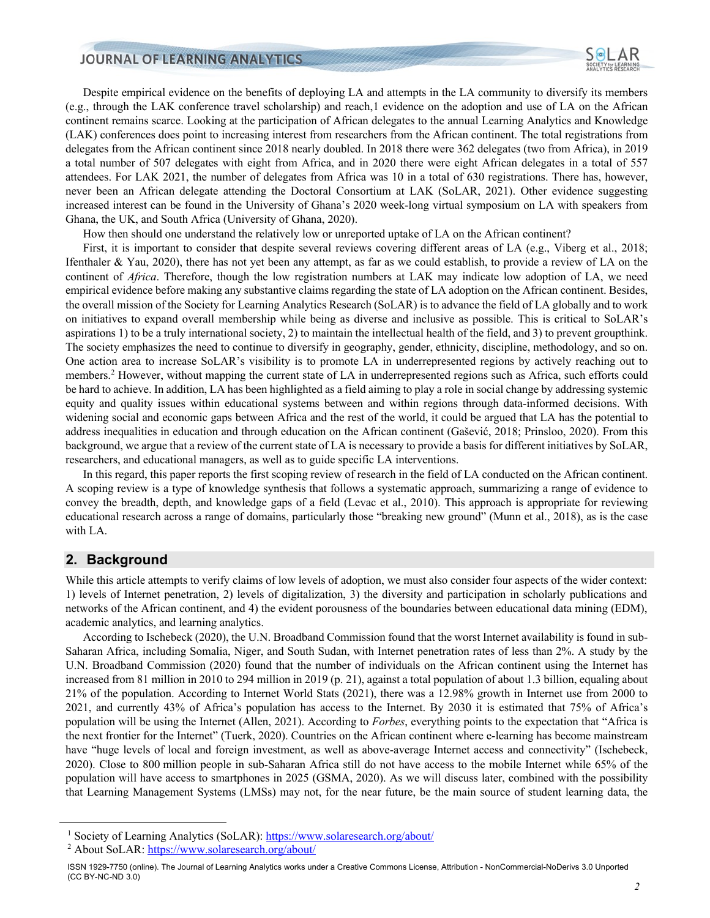Despite empirical evidence on the benefits of deploying LA and attempts in the LA community to diversify its members (e.g., through the LAK conference travel scholarship) and reach,1 evidence on the adoption and use of LA on the African continent remains scarce. Looking at the participation of African delegates to the annual Learning Analytics and Knowledge (LAK) conferences does point to increasing interest from researchers from the African continent. The total registrations from delegates from the African continent since 2018 nearly doubled. In 2018 there were 362 delegates (two from Africa), in 2019 a total number of 507 delegates with eight from Africa, and in 2020 there were eight African delegates in a total of 557 attendees. For LAK 2021, the number of delegates from Africa was 10 in a total of 630 registrations. There has, however, never been an African delegate attending the Doctoral Consortium at LAK (SoLAR, 2021). Other evidence suggesting increased interest can be found in the University of Ghana's 2020 week-long virtual symposium on LA with speakers from Ghana, the UK, and South Africa (University of Ghana, 2020).

How then should one understand the relatively low or unreported uptake of LA on the African continent?

First, it is important to consider that despite several reviews covering different areas of LA (e.g., Viberg et al., 2018; Ifenthaler & Yau, 2020), there has not yet been any attempt, as far as we could establish, to provide a review of LA on the continent of *Africa*. Therefore, though the low registration numbers at LAK may indicate low adoption of LA, we need empirical evidence before making any substantive claims regarding the state of LA adoption on the African continent. Besides, the overall mission of the Society for Learning Analytics Research (SoLAR) is to advance the field of LA globally and to work on initiatives to expand overall membership while being as diverse and inclusive as possible. This is critical to SoLAR's aspirations 1) to be a truly international society, 2) to maintain the intellectual health of the field, and 3) to prevent groupthink. The society emphasizes the need to continue to diversify in geography, gender, ethnicity, discipline, methodology, and so on. One action area to increase SoLAR's visibility is to promote LA in underrepresented regions by actively reaching out to members.[2] However, without mapping the current state of LA in underrepresented regions such as Africa, such efforts could be hard to achieve. In addition, LA has been highlighted as a field aiming to play a role in social change by addressing systemic equity and quality issues within educational systems between and within regions through data-informed decisions. With widening social and economic gaps between Africa and the rest of the world, it could be argued that LA has the potential to address inequalities in education and through education on the African continent (Gašević, 2018; Prinsloo, 2020). From this background, we argue that a review of the current state of LA is necessary to provide a basis for different initiatives by SoLAR, researchers, and educational managers, as well as to guide specific LA interventions.

In this regard, this paper reports the first scoping review of research in the field of LA conducted on the African continent. A scoping review is a type of knowledge synthesis that follows a systematic approach, summarizing a range of evidence to convey the breadth, depth, and knowledge gaps of a field (Levac et al., 2010). This approach is appropriate for reviewing educational research across a range of domains, particularly those "breaking new ground" (Munn et al., 2018), as is the case with LA.

## 2. Background

While this article attempts to verify claims of low levels of adoption, we must also consider four aspects of the wider context: 1) levels of Internet penetration, 2) levels of digitalization, 3) the diversity and participation in scholarly publications and networks of the African continent, and 4) the evident porousness of the boundaries between educational data mining (EDM), academic analytics, and learning analytics.

According to Ischebeck (2020), the U.N. Broadband Commission found that the worst Internet availability is found in sub-Saharan Africa, including Somalia, Niger, and South Sudan, with Internet penetration rates of less than 2%. A study by the U.N. Broadband Commission (2020) found that the number of individuals on the African continent using the Internet has increased from 81 million in 2010 to 294 million in 2019 (p. 21), against a total population of about 1.3 billion, equaling about 21% of the population. According to Internet World Stats (2021), there was a 12.98% growth in Internet use from 2000 to 2021, and currently 43% of Africa's population has access to the Internet. By 2030 it is estimated that 75% of Africa's population will be using the Internet (Allen, 2021). According to *Forbes*, everything points to the expectation that "Africa is the next frontier for the Internet" (Tuerk, 2020). Countries on the African continent where e-learning has become mainstream have "huge levels of local and foreign investment, as well as above-average Internet access and connectivity" (Ischebeck, 2020). Close to 800 million people in sub-Saharan Africa still do not have access to the mobile Internet while 65% of the population will have access to smartphones in 2025 (GSMA, 2020). As we will discuss later, combined with the possibility that Learning Management Systems (LMSs) may not, for the near future, be the main source of student learning data, the

---

[1] Society of Learning Analytics (SoLAR): https://www.solaresearch.org/about/

[2] About SoLAR: https://www.solaresearch.org/about/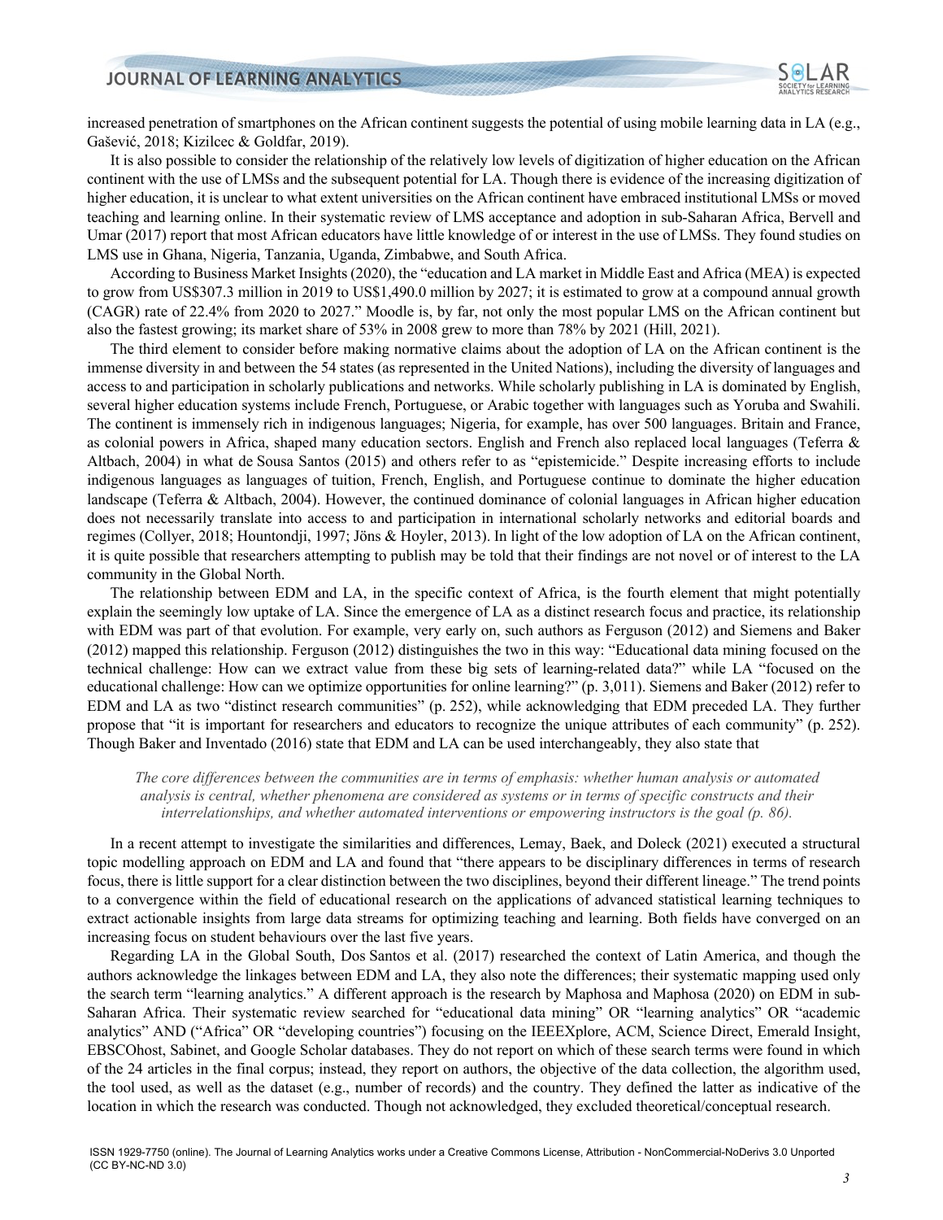increased penetration of smartphones on the African continent suggests the potential of using mobile learning data in LA (e.g., Gašević, 2018; Kizilcec & Goldfar, 2019).

It is also possible to consider the relationship of the relatively low levels of digitization of higher education on the African continent with the use of LMSs and the subsequent potential for LA. Though there is evidence of the increasing digitization of higher education, it is unclear to what extent universities on the African continent have embraced institutional LMSs or moved teaching and learning online. In their systematic review of LMS acceptance and adoption in sub-Saharan Africa, Bervell and Umar (2017) report that most African educators have little knowledge of or interest in the use of LMSs. They found studies on LMS use in Ghana, Nigeria, Tanzania, Uganda, Zimbabwe, and South Africa.

According to Business Market Insights (2020), the "education and LA market in Middle East and Africa (MEA) is expected to grow from US$307.3 million in 2019 to US$1,490.0 million by 2027; it is estimated to grow at a compound annual growth (CAGR) rate of 22.4% from 2020 to 2027." Moodle is, by far, not only the most popular LMS on the African continent but also the fastest growing; its market share of 53% in 2008 grew to more than 78% by 2021 (Hill, 2021).

The third element to consider before making normative claims about the adoption of LA on the African continent is the immense diversity in and between the 54 states (as represented in the United Nations), including the diversity of languages and access to and participation in scholarly publications and networks. While scholarly publishing in LA is dominated by English, several higher education systems include French, Portuguese, or Arabic together with languages such as Yoruba and Swahili. The continent is immensely rich in indigenous languages; Nigeria, for example, has over 500 languages. Britain and France, as colonial powers in Africa, shaped many education sectors. English and French also replaced local languages (Teferra & Altbach, 2004) in what de Sousa Santos (2015) and others refer to as "epistemicide." Despite increasing efforts to include indigenous languages as languages of tuition, French, English, and Portuguese continue to dominate the higher education landscape (Teferra & Altbach, 2004). However, the continued dominance of colonial languages in African higher education does not necessarily translate into access to and participation in international scholarly networks and editorial boards and regimes (Collyer, 2018; Hountondji, 1997; Jöns & Hoyler, 2013). In light of the low adoption of LA on the African continent, it is quite possible that researchers attempting to publish may be told that their findings are not novel or of interest to the LA community in the Global North.

The relationship between EDM and LA, in the specific context of Africa, is the fourth element that might potentially explain the seemingly low uptake of LA. Since the emergence of LA as a distinct research focus and practice, its relationship with EDM was part of that evolution. For example, very early on, such authors as Ferguson (2012) and Siemens and Baker (2012) mapped this relationship. Ferguson (2012) distinguishes the two in this way: "Educational data mining focused on the technical challenge: How can we extract value from these big sets of learning-related data?" while LA "focused on the educational challenge: How can we optimize opportunities for online learning?" (p. 3,011). Siemens and Baker (2012) refer to EDM and LA as two "distinct research communities" (p. 252), while acknowledging that EDM preceded LA. They further propose that "it is important for researchers and educators to recognize the unique attributes of each community" (p. 252). Though Baker and Inventado (2016) state that EDM and LA can be used interchangeably, they also state that

> *The core differences between the communities are in terms of emphasis: whether human analysis or automated analysis is central, whether phenomena are considered as systems or in terms of specific constructs and their interrelationships, and whether automated interventions or empowering instructors is the goal (p. 86).*

In a recent attempt to investigate the similarities and differences, Lemay, Baek, and Doleck (2021) executed a structural topic modelling approach on EDM and LA and found that "there appears to be disciplinary differences in terms of research focus, there is little support for a clear distinction between the two disciplines, beyond their different lineage." The trend points to a convergence within the field of educational research on the applications of advanced statistical learning techniques to extract actionable insights from large data streams for optimizing teaching and learning. Both fields have converged on an increasing focus on student behaviours over the last five years.

Regarding LA in the Global South, Dos Santos et al. (2017) researched the context of Latin America, and though the authors acknowledge the linkages between EDM and LA, they also note the differences; their systematic mapping used only the search term "learning analytics." A different approach is the research by Maphosa and Maphosa (2020) on EDM in sub-Saharan Africa. Their systematic review searched for "educational data mining" OR "learning analytics" OR "academic analytics" AND ("Africa" OR "developing countries") focusing on the IEEEXplore, ACM, Science Direct, Emerald Insight, EBSCOhost, Sabinet, and Google Scholar databases. They do not report on which of these search terms were found in which of the 24 articles in the final corpus; instead, they report on authors, the objective of the data collection, the algorithm used, the tool used, as well as the dataset (e.g., number of records) and the country. They defined the latter as indicative of the location in which the research was conducted. Though not acknowledged, they excluded theoretical/conceptual research.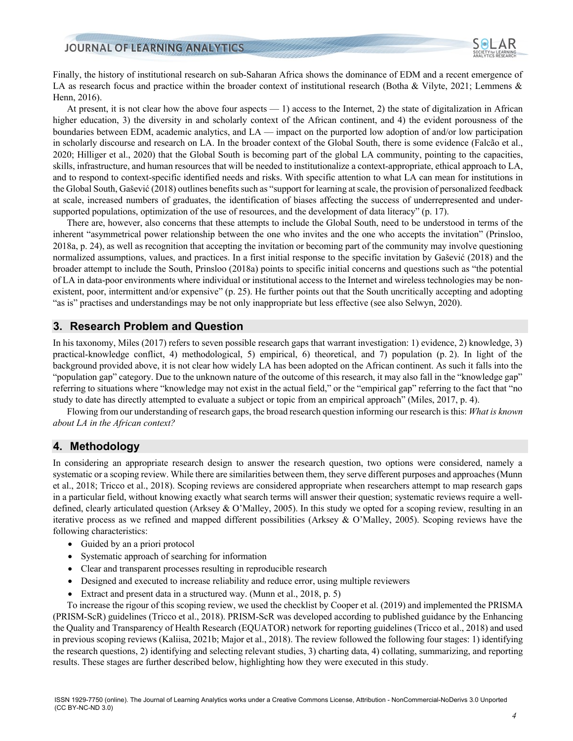Finally, the history of institutional research on sub-Saharan Africa shows the dominance of EDM and a recent emergence of LA as research focus and practice within the broader context of institutional research (Botha & Vilyte, 2021; Lemmens & Henn, 2016).

At present, it is not clear how the above four aspects — 1) access to the Internet, 2) the state of digitalization in African higher education, 3) the diversity in and scholarly context of the African continent, and 4) the evident porousness of the boundaries between EDM, academic analytics, and LA — impact on the purported low adoption of and/or low participation in scholarly discourse and research on LA. In the broader context of the Global South, there is some evidence (Falcão et al., 2020; Hilliger et al., 2020) that the Global South is becoming part of the global LA community, pointing to the capacities, skills, infrastructure, and human resources that will be needed to institutionalize a context-appropriate, ethical approach to LA, and to respond to context-specific identified needs and risks. With specific attention to what LA can mean for institutions in the Global South, Gašević (2018) outlines benefits such as "support for learning at scale, the provision of personalized feedback at scale, increased numbers of graduates, the identification of biases affecting the success of underrepresented and under-supported populations, optimization of the use of resources, and the development of data literacy" (p. 17).

There are, however, also concerns that these attempts to include the Global South, need to be understood in terms of the inherent "asymmetrical power relationship between the one who invites and the one who accepts the invitation" (Prinsloo, 2018a, p. 24), as well as recognition that accepting the invitation or becoming part of the community may involve questioning normalized assumptions, values, and practices. In a first initial response to the specific invitation by Gašević (2018) and the broader attempt to include the South, Prinsloo (2018a) points to specific initial concerns and questions such as "the potential of LA in data-poor environments where individual or institutional access to the Internet and wireless technologies may be non-existent, poor, intermittent and/or expensive" (p. 25). He further points out that the South uncritically accepting and adopting "as is" practises and understandings may be not only inappropriate but less effective (see also Selwyn, 2020).

## 3. Research Problem and Question

In his taxonomy, Miles (2017) refers to seven possible research gaps that warrant investigation: 1) evidence, 2) knowledge, 3) practical-knowledge conflict, 4) methodological, 5) empirical, 6) theoretical, and 7) population (p. 2). In light of the background provided above, it is not clear how widely LA has been adopted on the African continent. As such it falls into the "population gap" category. Due to the unknown nature of the outcome of this research, it may also fall in the "knowledge gap" referring to situations where "knowledge may not exist in the actual field," or the "empirical gap" referring to the fact that "no study to date has directly attempted to evaluate a subject or topic from an empirical approach" (Miles, 2017, p. 4).

Flowing from our understanding of research gaps, the broad research question informing our research is this: *What is known about LA in the African context?*

## 4. Methodology

In considering an appropriate research design to answer the research question, two options were considered, namely a systematic or a scoping review. While there are similarities between them, they serve different purposes and approaches (Munn et al., 2018; Tricco et al., 2018). Scoping reviews are considered appropriate when researchers attempt to map research gaps in a particular field, without knowing exactly what search terms will answer their question; systematic reviews require a well-defined, clearly articulated question (Arksey & O'Malley, 2005). In this study we opted for a scoping review, resulting in an iterative process as we refined and mapped different possibilities (Arksey & O'Malley, 2005). Scoping reviews have the following characteristics:

- Guided by an a priori protocol
- Systematic approach of searching for information
- Clear and transparent processes resulting in reproducible research
- Designed and executed to increase reliability and reduce error, using multiple reviewers
- Extract and present data in a structured way. (Munn et al., 2018, p. 5)

To increase the rigour of this scoping review, we used the checklist by Cooper et al. (2019) and implemented the PRISMA (PRISM-ScR) guidelines (Tricco et al., 2018). PRISM-ScR was developed according to published guidance by the Enhancing the Quality and Transparency of Health Research (EQUATOR) network for reporting guidelines (Tricco et al., 2018) and used in previous scoping reviews (Kaliisa, 2021b; Major et al., 2018). The review followed the following four stages: 1) identifying the research questions, 2) identifying and selecting relevant studies, 3) charting data, 4) collating, summarizing, and reporting results. These stages are further described below, highlighting how they were executed in this study.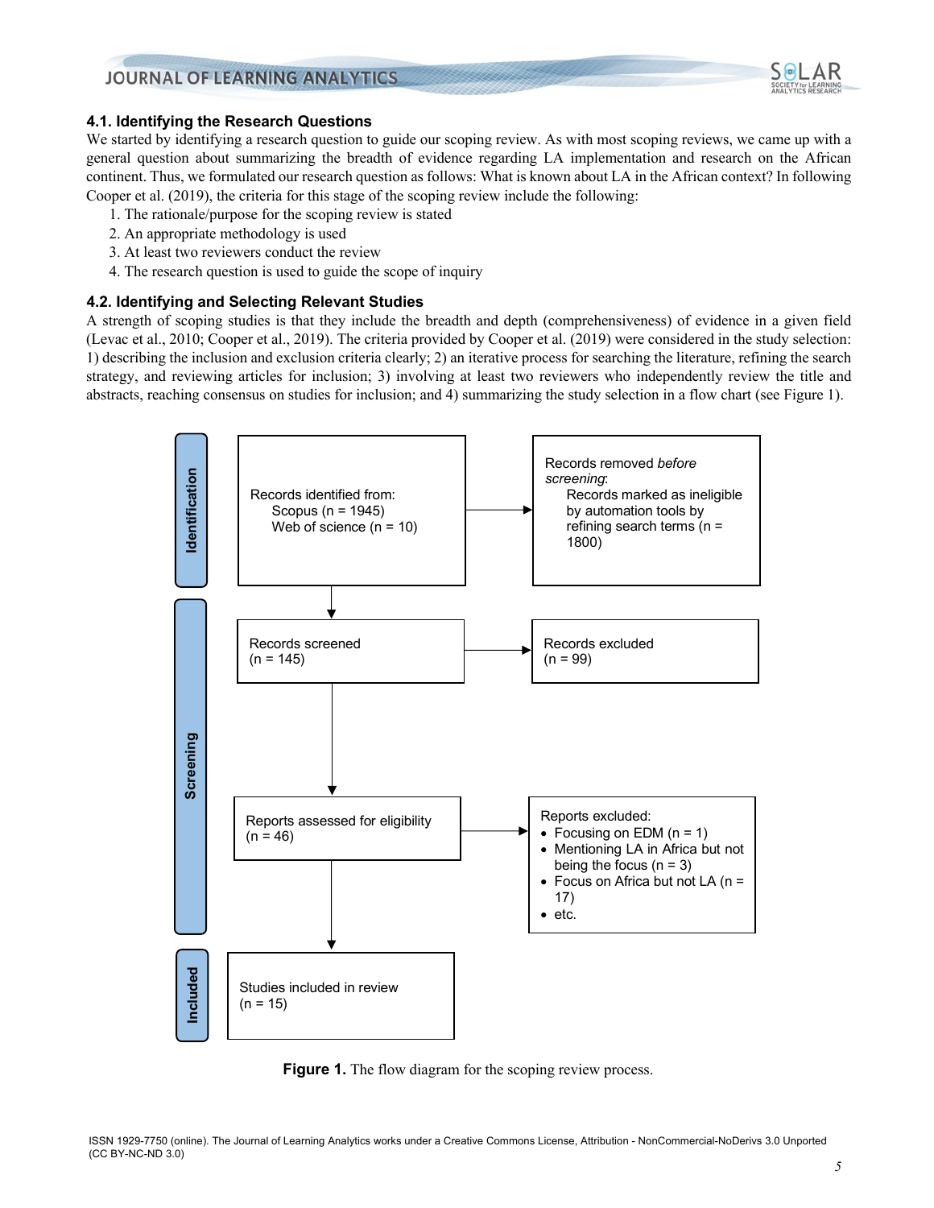### 4.1. Identifying the Research Questions

We started by identifying a research question to guide our scoping review. As with most scoping reviews, we came up with a general question about summarizing the breadth of evidence regarding LA implementation and research on the African continent. Thus, we formulated our research question as follows: What is known about LA in the African context? In following Cooper et al. (2019), the criteria for this stage of the scoping review include the following:

1. The rationale/purpose for the scoping review is stated
2. An appropriate methodology is used
3. At least two reviewers conduct the review
4. The research question is used to guide the scope of inquiry

### 4.2. Identifying and Selecting Relevant Studies

A strength of scoping studies is that they include the breadth and depth (comprehensiveness) of evidence in a given field (Levac et al., 2010; Cooper et al., 2019). The criteria provided by Cooper et al. (2019) were considered in the study selection: 1) describing the inclusion and exclusion criteria clearly; 2) an iterative process for searching the literature, refining the search strategy, and reviewing articles for inclusion; 3) involving at least two reviewers who independently review the title and abstracts, reaching consensus on studies for inclusion; and 4) summarizing the study selection in a flow chart (see Figure 1).

**Identification**

Records identified from:
- Scopus (n = 1945)
- Web of science (n = 10)

Records removed *before screening*:
- Records marked as ineligible by automation tools by refining search terms (n = 1800)

**Screening**

Records screened (n = 145) → Records excluded (n = 99)

Reports assessed for eligibility (n = 46) → Reports excluded:
- Focusing on EDM (n = 1)
- Mentioning LA in Africa but not being the focus (n = 3)
- Focus on Africa but not LA (n = 17)
- etc.

**Included**

Studies included in review (n = 15)

**Figure 1.** The flow diagram for the scoping review process.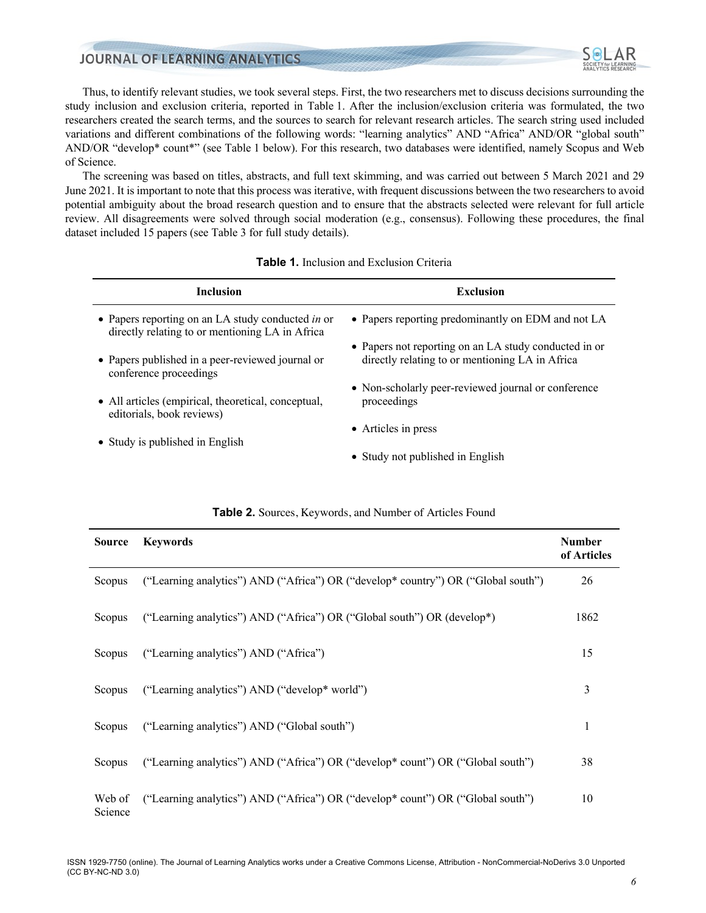Thus, to identify relevant studies, we took several steps. First, the two researchers met to discuss decisions surrounding the study inclusion and exclusion criteria, reported in Table 1. After the inclusion/exclusion criteria was formulated, the two researchers created the search terms, and the sources to search for relevant research articles. The search string used included variations and different combinations of the following words: "learning analytics" AND "Africa" AND/OR "global south" AND/OR "develop* count*" (see Table 1 below). For this research, two databases were identified, namely Scopus and Web of Science.

The screening was based on titles, abstracts, and full text skimming, and was carried out between 5 March 2021 and 29 June 2021. It is important to note that this process was iterative, with frequent discussions between the two researchers to avoid potential ambiguity about the broad research question and to ensure that the abstracts selected were relevant for full article review. All disagreements were solved through social moderation (e.g., consensus). Following these procedures, the final dataset included 15 papers (see Table 3 for full study details).

**Table 1.** Inclusion and Exclusion Criteria

| Inclusion | Exclusion |
|---|---|
| • Papers reporting on an LA study conducted *in* or directly relating to or mentioning LA in Africa | • Papers reporting predominantly on EDM and not LA |
| • Papers published in a peer-reviewed journal or conference proceedings | • Papers not reporting on an LA study conducted in or directly relating to or mentioning LA in Africa |
| • All articles (empirical, theoretical, conceptual, editorials, book reviews) | • Non-scholarly peer-reviewed journal or conference proceedings |
| • Study is published in English | • Articles in press |
| | • Study not published in English |

**Table 2.** Sources, Keywords, and Number of Articles Found

| Source | Keywords | Number of Articles |
|---|---|---|
| Scopus | ("Learning analytics") AND ("Africa") OR ("develop* country") OR ("Global south") | 26 |
| Scopus | ("Learning analytics") AND ("Africa") OR ("Global south") OR (develop*) | 1862 |
| Scopus | ("Learning analytics") AND ("Africa") | 15 |
| Scopus | ("Learning analytics") AND ("develop* world") | 3 |
| Scopus | ("Learning analytics") AND ("Global south") | 1 |
| Scopus | ("Learning analytics") AND ("Africa") OR ("develop* count") OR ("Global south") | 38 |
| Web of Science | ("Learning analytics") AND ("Africa") OR ("develop* count") OR ("Global south") | 10 |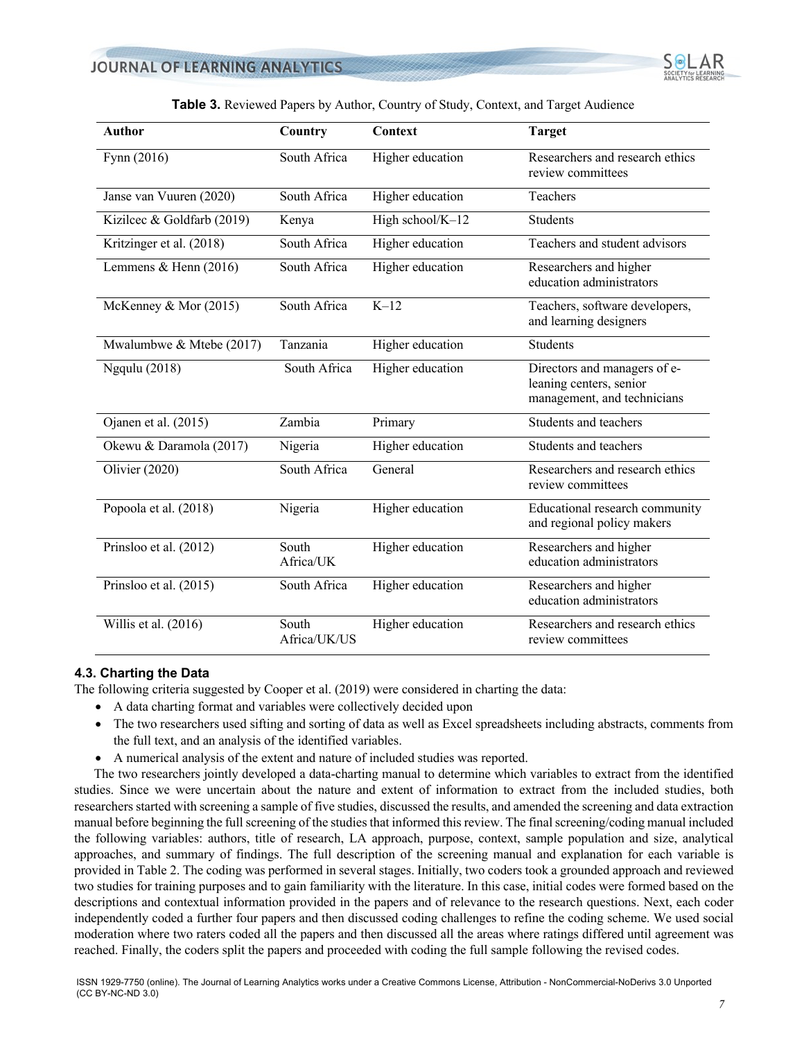**Table 3.** Reviewed Papers by Author, Country of Study, Context, and Target Audience

| Author | Country | Context | Target |
|---|---|---|---|
| Fynn (2016) | South Africa | Higher education | Researchers and research ethics review committees |
| Janse van Vuuren (2020) | South Africa | Higher education | Teachers |
| Kizilcec & Goldfarb (2019) | Kenya | High school/K–12 | Students |
| Kritzinger et al. (2018) | South Africa | Higher education | Teachers and student advisors |
| Lemmens & Henn (2016) | South Africa | Higher education | Researchers and higher education administrators |
| McKenney & Mor (2015) | South Africa | K–12 | Teachers, software developers, and learning designers |
| Mwalumbwe & Mtebe (2017) | Tanzania | Higher education | Students |
| Ngqulu (2018) | South Africa | Higher education | Directors and managers of e-leaning centers, senior management, and technicians |
| Ojanen et al. (2015) | Zambia | Primary | Students and teachers |
| Okewu & Daramola (2017) | Nigeria | Higher education | Students and teachers |
| Olivier (2020) | South Africa | General | Researchers and research ethics review committees |
| Popoola et al. (2018) | Nigeria | Higher education | Educational research community and regional policy makers |
| Prinsloo et al. (2012) | South Africa/UK | Higher education | Researchers and higher education administrators |
| Prinsloo et al. (2015) | South Africa | Higher education | Researchers and higher education administrators |
| Willis et al. (2016) | South Africa/UK/US | Higher education | Researchers and research ethics review committees |

### 4.3. Charting the Data

The following criteria suggested by Cooper et al. (2019) were considered in charting the data:

- A data charting format and variables were collectively decided upon
- The two researchers used sifting and sorting of data as well as Excel spreadsheets including abstracts, comments from the full text, and an analysis of the identified variables.
- A numerical analysis of the extent and nature of included studies was reported.

The two researchers jointly developed a data-charting manual to determine which variables to extract from the identified studies. Since we were uncertain about the nature and extent of information to extract from the included studies, both researchers started with screening a sample of five studies, discussed the results, and amended the screening and data extraction manual before beginning the full screening of the studies that informed this review. The final screening/coding manual included the following variables: authors, title of research, LA approach, purpose, context, sample population and size, analytical approaches, and summary of findings. The full description of the screening manual and explanation for each variable is provided in Table 2. The coding was performed in several stages. Initially, two coders took a grounded approach and reviewed two studies for training purposes and to gain familiarity with the literature. In this case, initial codes were formed based on the descriptions and contextual information provided in the papers and of relevance to the research questions. Next, each coder independently coded a further four papers and then discussed coding challenges to refine the coding scheme. We used social moderation where two raters coded all the papers and then discussed all the areas where ratings differed until agreement was reached. Finally, the coders split the papers and proceeded with coding the full sample following the revised codes.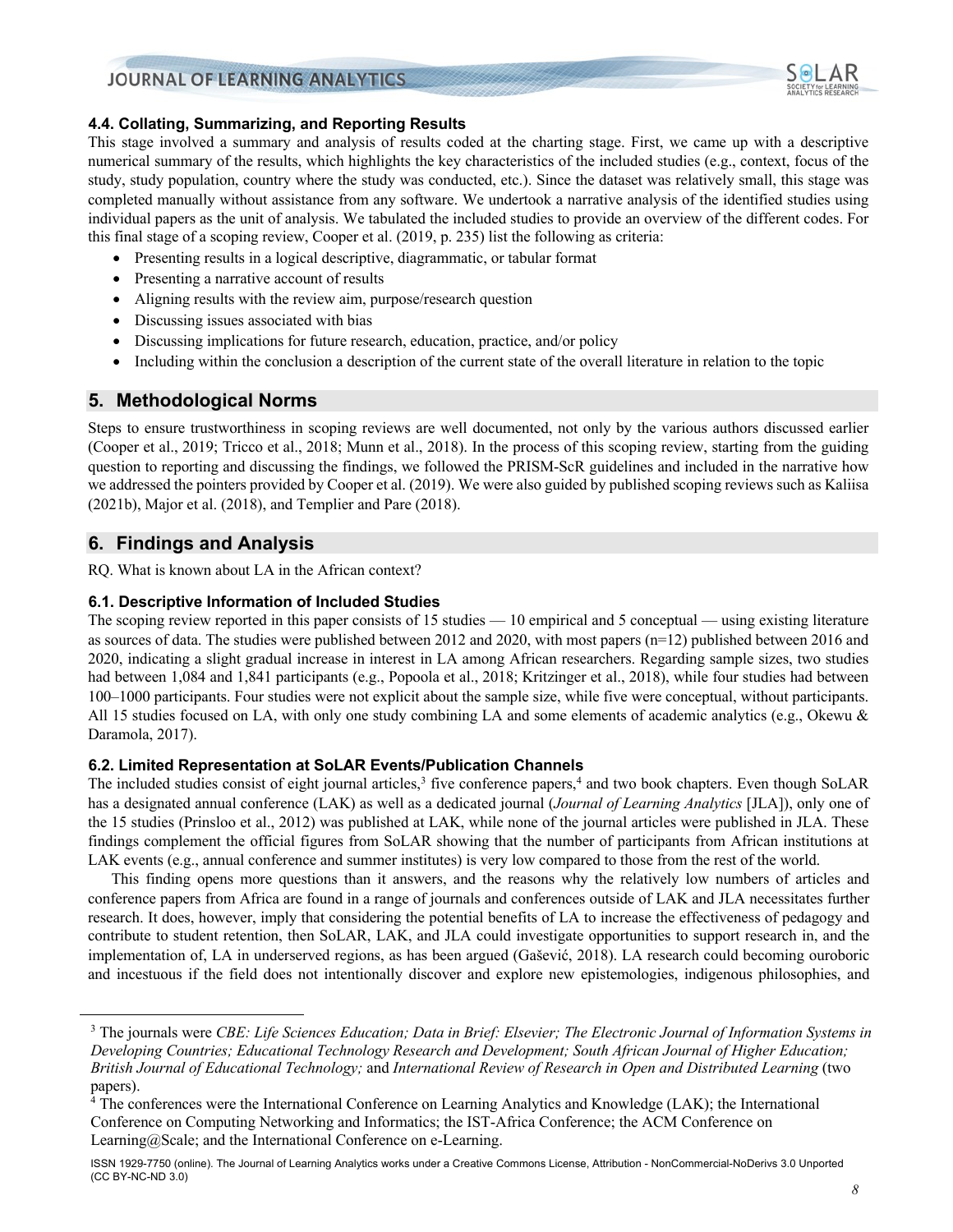### 4.4. Collating, Summarizing, and Reporting Results

This stage involved a summary and analysis of results coded at the charting stage. First, we came up with a descriptive numerical summary of the results, which highlights the key characteristics of the included studies (e.g., context, focus of the study, study population, country where the study was conducted, etc.). Since the dataset was relatively small, this stage was completed manually without assistance from any software. We undertook a narrative analysis of the identified studies using individual papers as the unit of analysis. We tabulated the included studies to provide an overview of the different codes. For this final stage of a scoping review, Cooper et al. (2019, p. 235) list the following as criteria:

- Presenting results in a logical descriptive, diagrammatic, or tabular format
- Presenting a narrative account of results
- Aligning results with the review aim, purpose/research question
- Discussing issues associated with bias
- Discussing implications for future research, education, practice, and/or policy
- Including within the conclusion a description of the current state of the overall literature in relation to the topic

## 5. Methodological Norms

Steps to ensure trustworthiness in scoping reviews are well documented, not only by the various authors discussed earlier (Cooper et al., 2019; Tricco et al., 2018; Munn et al., 2018). In the process of this scoping review, starting from the guiding question to reporting and discussing the findings, we followed the PRISM-ScR guidelines and included in the narrative how we addressed the pointers provided by Cooper et al. (2019). We were also guided by published scoping reviews such as Kaliisa (2021b), Major et al. (2018), and Templier and Pare (2018).

## 6. Findings and Analysis

RQ. What is known about LA in the African context?

### 6.1. Descriptive Information of Included Studies

The scoping review reported in this paper consists of 15 studies — 10 empirical and 5 conceptual — using existing literature as sources of data. The studies were published between 2012 and 2020, with most papers (n=12) published between 2016 and 2020, indicating a slight gradual increase in interest in LA among African researchers. Regarding sample sizes, two studies had between 1,084 and 1,841 participants (e.g., Popoola et al., 2018; Kritzinger et al., 2018), while four studies had between 100–1000 participants. Four studies were not explicit about the sample size, while five were conceptual, without participants. All 15 studies focused on LA, with only one study combining LA and some elements of academic analytics (e.g., Okewu & Daramola, 2017).

### 6.2. Limited Representation at SoLAR Events/Publication Channels

The included studies consist of eight journal articles,[3] five conference papers,[4] and two book chapters. Even though SoLAR has a designated annual conference (LAK) as well as a dedicated journal (*Journal of Learning Analytics* [JLA]), only one of the 15 studies (Prinsloo et al., 2012) was published at LAK, while none of the journal articles were published in JLA. These findings complement the official figures from SoLAR showing that the number of participants from African institutions at LAK events (e.g., annual conference and summer institutes) is very low compared to those from the rest of the world.

This finding opens more questions than it answers, and the reasons why the relatively low numbers of articles and conference papers from Africa are found in a range of journals and conferences outside of LAK and JLA necessitates further research. It does, however, imply that considering the potential benefits of LA to increase the effectiveness of pedagogy and contribute to student retention, then SoLAR, LAK, and JLA could investigate opportunities to support research in, and the implementation of, LA in underserved regions, as has been argued (Gašević, 2018). LA research could becoming ouroboric and incestuous if the field does not intentionally discover and explore new epistemologies, indigenous philosophies, and

---

[3] The journals were *CBE: Life Sciences Education; Data in Brief: Elsevier; The Electronic Journal of Information Systems in Developing Countries; Educational Technology Research and Development; South African Journal of Higher Education; British Journal of Educational Technology;* and *International Review of Research in Open and Distributed Learning* (two papers).

[4] The conferences were the International Conference on Learning Analytics and Knowledge (LAK); the International Conference on Computing Networking and Informatics; the IST-Africa Conference; the ACM Conference on Learning@Scale; and the International Conference on e-Learning.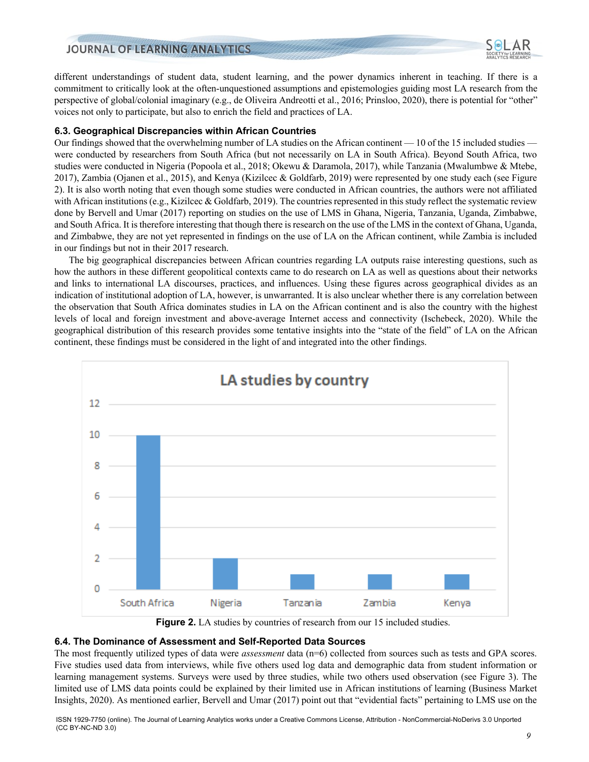different understandings of student data, student learning, and the power dynamics inherent in teaching. If there is a commitment to critically look at the often-unquestioned assumptions and epistemologies guiding most LA research from the perspective of global/colonial imaginary (e.g., de Oliveira Andreotti et al., 2016; Prinsloo, 2020), there is potential for "other" voices not only to participate, but also to enrich the field and practices of LA.

### 6.3. Geographical Discrepancies within African Countries

Our findings showed that the overwhelming number of LA studies on the African continent — 10 of the 15 included studies — were conducted by researchers from South Africa (but not necessarily on LA in South Africa). Beyond South Africa, two studies were conducted in Nigeria (Popoola et al., 2018; Okewu & Daramola, 2017), while Tanzania (Mwalumbwe & Mtebe, 2017), Zambia (Ojanen et al., 2015), and Kenya (Kizilcec & Goldfarb, 2019) were represented by one study each (see Figure 2). It is also worth noting that even though some studies were conducted in African countries, the authors were not affiliated with African institutions (e.g., Kizilcec & Goldfarb, 2019). The countries represented in this study reflect the systematic review done by Bervell and Umar (2017) reporting on studies on the use of LMS in Ghana, Nigeria, Tanzania, Uganda, Zimbabwe, and South Africa. It is therefore interesting that though there is research on the use of the LMS in the context of Ghana, Uganda, and Zimbabwe, they are not yet represented in findings on the use of LA on the African continent, while Zambia is included in our findings but not in their 2017 research.

The big geographical discrepancies between African countries regarding LA outputs raise interesting questions, such as how the authors in these different geopolitical contexts came to do research on LA as well as questions about their networks and links to international LA discourses, practices, and influences. Using these figures across geographical divides as an indication of institutional adoption of LA, however, is unwarranted. It is also unclear whether there is any correlation between the observation that South Africa dominates studies in LA on the African continent and is also the country with the highest levels of local and foreign investment and above-average Internet access and connectivity (Ischebeck, 2020). While the geographical distribution of this research provides some tentative insights into the "state of the field" of LA on the African continent, these findings must be considered in the light of and integrated into the other findings.

**LA studies by country**

| Country | Number of studies |
|---|---|
| South Africa | 10 |
| Nigeria | 2 |
| Tanzania | 1 |
| Zambia | 1 |
| Kenya | 1 |

**Figure 2.** LA studies by countries of research from our 15 included studies.

### 6.4. The Dominance of Assessment and Self-Reported Data Sources

The most frequently utilized types of data were *assessment* data (n=6) collected from sources such as tests and GPA scores. Five studies used data from interviews, while five others used log data and demographic data from student information or learning management systems. Surveys were used by three studies, while two others used observation (see Figure 3). The limited use of LMS data points could be explained by their limited use in African institutions of learning (Business Market Insights, 2020). As mentioned earlier, Bervell and Umar (2017) point out that "evidential facts" pertaining to LMS use on the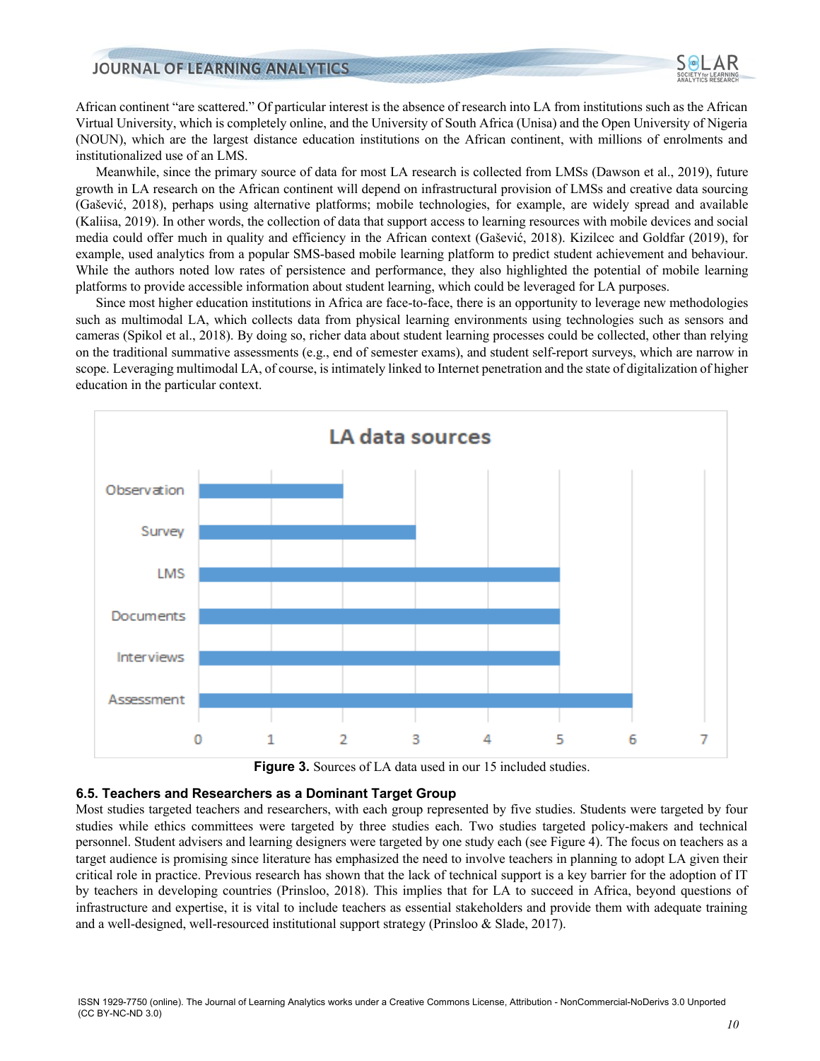African continent "are scattered." Of particular interest is the absence of research into LA from institutions such as the African Virtual University, which is completely online, and the University of South Africa (Unisa) and the Open University of Nigeria (NOUN), which are the largest distance education institutions on the African continent, with millions of enrolments and institutionalized use of an LMS.

Meanwhile, since the primary source of data for most LA research is collected from LMSs (Dawson et al., 2019), future growth in LA research on the African continent will depend on infrastructural provision of LMSs and creative data sourcing (Gašević, 2018), perhaps using alternative platforms; mobile technologies, for example, are widely spread and available (Kaliisa, 2019). In other words, the collection of data that support access to learning resources with mobile devices and social media could offer much in quality and efficiency in the African context (Gašević, 2018). Kizilcec and Goldfar (2019), for example, used analytics from a popular SMS-based mobile learning platform to predict student achievement and behaviour. While the authors noted low rates of persistence and performance, they also highlighted the potential of mobile learning platforms to provide accessible information about student learning, which could be leveraged for LA purposes.

Since most higher education institutions in Africa are face-to-face, there is an opportunity to leverage new methodologies such as multimodal LA, which collects data from physical learning environments using technologies such as sensors and cameras (Spikol et al., 2018). By doing so, richer data about student learning processes could be collected, other than relying on the traditional summative assessments (e.g., end of semester exams), and student self-report surveys, which are narrow in scope. Leveraging multimodal LA, of course, is intimately linked to Internet penetration and the state of digitalization of higher education in the particular context.

**LA data sources**

| Source | Number of studies |
|---|---|
| Observation | 2 |
| Survey | 3 |
| LMS | 5 |
| Documents | 5 |
| Interviews | 5 |
| Assessment | 6 |

**Figure 3.** Sources of LA data used in our 15 included studies.

### 6.5. Teachers and Researchers as a Dominant Target Group

Most studies targeted teachers and researchers, with each group represented by five studies. Students were targeted by four studies while ethics committees were targeted by three studies each. Two studies targeted policy-makers and technical personnel. Student advisers and learning designers were targeted by one study each (see Figure 4). The focus on teachers as a target audience is promising since literature has emphasized the need to involve teachers in planning to adopt LA given their critical role in practice. Previous research has shown that the lack of technical support is a key barrier for the adoption of IT by teachers in developing countries (Prinsloo, 2018). This implies that for LA to succeed in Africa, beyond questions of infrastructure and expertise, it is vital to include teachers as essential stakeholders and provide them with adequate training and a well-designed, well-resourced institutional support strategy (Prinsloo & Slade, 2017).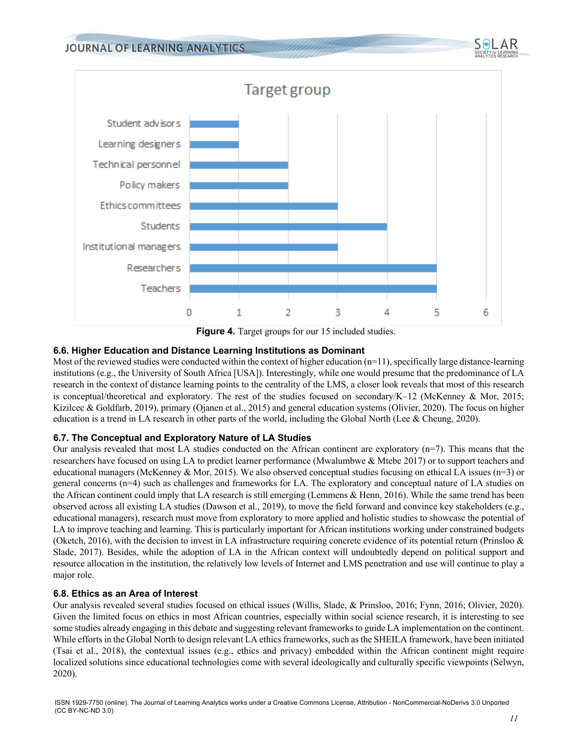**Figure 4.** Target groups for our 15 included studies.

### 6.6. Higher Education and Distance Learning Institutions as Dominant

Most of the reviewed studies were conducted within the context of higher education (n=11), specifically large distance-learning institutions (e.g., the University of South Africa [USA]). Interestingly, while one would presume that the predominance of LA research in the context of distance learning points to the centrality of the LMS, a closer look reveals that most of this research is conceptual/theoretical and exploratory. The rest of the studies focused on secondary/K–12 (McKenney & Mor, 2015; Kizilcec & Goldfarb, 2019), primary (Ojanen et al., 2015) and general education systems (Olivier, 2020). The focus on higher education is a trend in LA research in other parts of the world, including the Global North (Lee & Cheung, 2020).

### 6.7. The Conceptual and Exploratory Nature of LA Studies

Our analysis revealed that most LA studies conducted on the African continent are exploratory (n=7). This means that the researchers have focused on using LA to predict learner performance (Mwalumbwe & Mtebe 2017) or to support teachers and educational managers (McKenney & Mor, 2015). We also observed conceptual studies focusing on ethical LA issues (n=3) or general concerns (n=4) such as challenges and frameworks for LA. The exploratory and conceptual nature of LA studies on the African continent could imply that LA research is still emerging (Lemmens & Henn, 2016). While the same trend has been observed across all existing LA studies (Dawson et al., 2019), to move the field forward and convince key stakeholders (e.g., educational managers), research must move from exploratory to more applied and holistic studies to showcase the potential of LA to improve teaching and learning. This is particularly important for African institutions working under constrained budgets (Oketch, 2016), with the decision to invest in LA infrastructure requiring concrete evidence of its potential return (Prinsloo & Slade, 2017). Besides, while the adoption of LA in the African context will undoubtedly depend on political support and resource allocation in the institution, the relatively low levels of Internet and LMS penetration and use will continue to play a major role.

### 6.8. Ethics as an Area of Interest

Our analysis revealed several studies focused on ethical issues (Willis, Slade, & Prinsloo, 2016; Fynn, 2016; Olivier, 2020). Given the limited focus on ethics in most African countries, especially within social science research, it is interesting to see some studies already engaging in this debate and suggesting relevant frameworks to guide LA implementation on the continent. While efforts in the Global North to design relevant LA ethics frameworks, such as the SHEILA framework, have been initiated (Tsai et al., 2018), the contextual issues (e.g., ethics and privacy) embedded within the African continent might require localized solutions since educational technologies come with several ideologically and culturally specific viewpoints (Selwyn, 2020).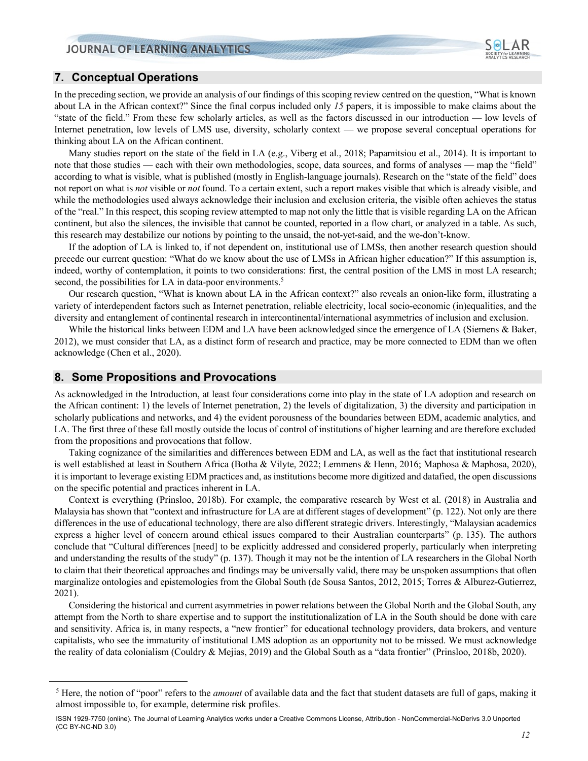## 7. Conceptual Operations

In the preceding section, we provide an analysis of our findings of this scoping review centred on the question, "What is known about LA in the African context?" Since the final corpus included only *15* papers, it is impossible to make claims about the "state of the field." From these few scholarly articles, as well as the factors discussed in our introduction — low levels of Internet penetration, low levels of LMS use, diversity, scholarly context — we propose several conceptual operations for thinking about LA on the African continent.

Many studies report on the state of the field in LA (e.g., Viberg et al., 2018; Papamitsiou et al., 2014). It is important to note that those studies — each with their own methodologies, scope, data sources, and forms of analyses — map the "field" according to what is visible, what is published (mostly in English-language journals). Research on the "state of the field" does not report on what is *not* visible or *not* found. To a certain extent, such a report makes visible that which is already visible, and while the methodologies used always acknowledge their inclusion and exclusion criteria, the visible often achieves the status of the "real." In this respect, this scoping review attempted to map not only the little that is visible regarding LA on the African continent, but also the silences, the invisible that cannot be counted, reported in a flow chart, or analyzed in a table. As such, this research may destabilize our notions by pointing to the unsaid, the not-yet-said, and the we-don't-know.

If the adoption of LA is linked to, if not dependent on, institutional use of LMSs, then another research question should precede our current question: "What do we know about the use of LMSs in African higher education?" If this assumption is, indeed, worthy of contemplation, it points to two considerations: first, the central position of the LMS in most LA research; second, the possibilities for LA in data-poor environments.[5]

Our research question, "What is known about LA in the African context?" also reveals an onion-like form, illustrating a variety of interdependent factors such as Internet penetration, reliable electricity, local socio-economic (in)equalities, and the diversity and entanglement of continental research in intercontinental/international asymmetries of inclusion and exclusion.

While the historical links between EDM and LA have been acknowledged since the emergence of LA (Siemens & Baker, 2012), we must consider that LA, as a distinct form of research and practice, may be more connected to EDM than we often acknowledge (Chen et al., 2020).

## 8. Some Propositions and Provocations

As acknowledged in the Introduction, at least four considerations come into play in the state of LA adoption and research on the African continent: 1) the levels of Internet penetration, 2) the levels of digitalization, 3) the diversity and participation in scholarly publications and networks, and 4) the evident porousness of the boundaries between EDM, academic analytics, and LA. The first three of these fall mostly outside the locus of control of institutions of higher learning and are therefore excluded from the propositions and provocations that follow.

Taking cognizance of the similarities and differences between EDM and LA, as well as the fact that institutional research is well established at least in Southern Africa (Botha & Vilyte, 2022; Lemmens & Henn, 2016; Maphosa & Maphosa, 2020), it is important to leverage existing EDM practices and, as institutions become more digitized and datafied, the open discussions on the specific potential and practices inherent in LA.

Context is everything (Prinsloo, 2018b). For example, the comparative research by West et al. (2018) in Australia and Malaysia has shown that "context and infrastructure for LA are at different stages of development" (p. 122). Not only are there differences in the use of educational technology, there are also different strategic drivers. Interestingly, "Malaysian academics express a higher level of concern around ethical issues compared to their Australian counterparts" (p. 135). The authors conclude that "Cultural differences [need] to be explicitly addressed and considered properly, particularly when interpreting and understanding the results of the study" (p. 137). Though it may not be the intention of LA researchers in the Global North to claim that their theoretical approaches and findings may be universally valid, there may be unspoken assumptions that often marginalize ontologies and epistemologies from the Global South (de Sousa Santos, 2012, 2015; Torres & Alburez-Gutierrez, 2021).

Considering the historical and current asymmetries in power relations between the Global North and the Global South, any attempt from the North to share expertise and to support the institutionalization of LA in the South should be done with care and sensitivity. Africa is, in many respects, a "new frontier" for educational technology providers, data brokers, and venture capitalists, who see the immaturity of institutional LMS adoption as an opportunity not to be missed. We must acknowledge the reality of data colonialism (Couldry & Mejias, 2019) and the Global South as a "data frontier" (Prinsloo, 2018b, 2020).

---

[5] Here, the notion of "poor" refers to the *amount* of available data and the fact that student datasets are full of gaps, making it almost impossible to, for example, determine risk profiles.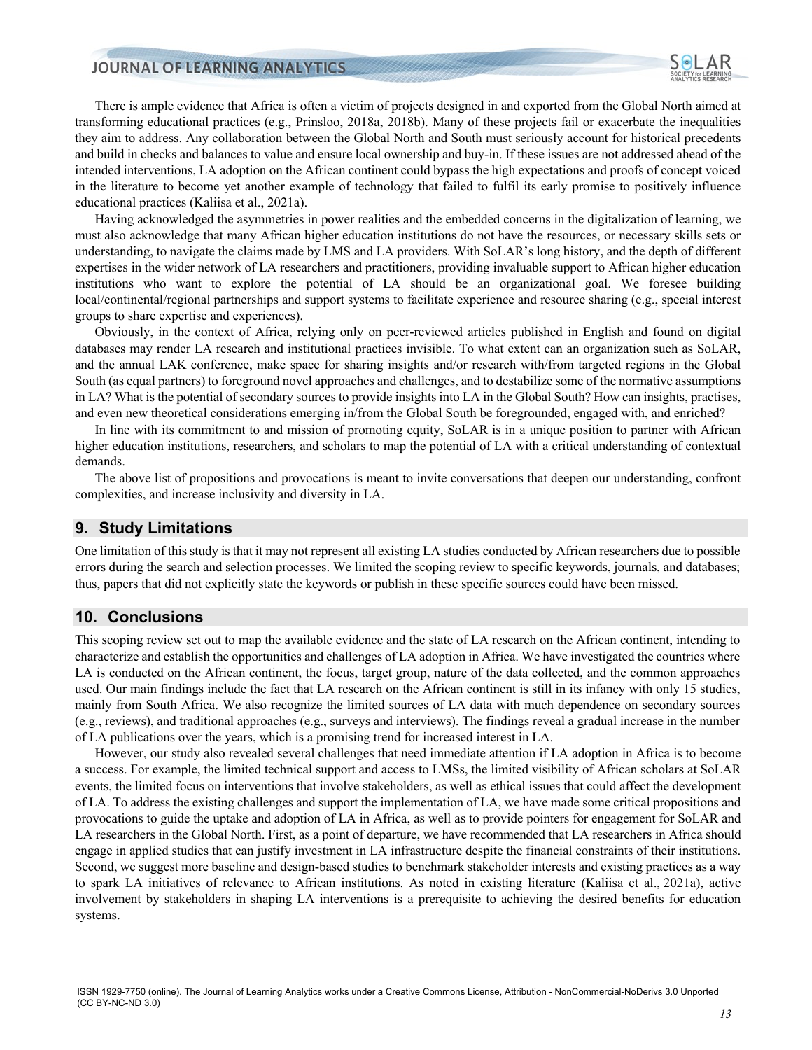There is ample evidence that Africa is often a victim of projects designed in and exported from the Global North aimed at transforming educational practices (e.g., Prinsloo, 2018a, 2018b). Many of these projects fail or exacerbate the inequalities they aim to address. Any collaboration between the Global North and South must seriously account for historical precedents and build in checks and balances to value and ensure local ownership and buy-in. If these issues are not addressed ahead of the intended interventions, LA adoption on the African continent could bypass the high expectations and proofs of concept voiced in the literature to become yet another example of technology that failed to fulfil its early promise to positively influence educational practices (Kaliisa et al., 2021a).

Having acknowledged the asymmetries in power realities and the embedded concerns in the digitalization of learning, we must also acknowledge that many African higher education institutions do not have the resources, or necessary skills sets or understanding, to navigate the claims made by LMS and LA providers. With SoLAR's long history, and the depth of different expertises in the wider network of LA researchers and practitioners, providing invaluable support to African higher education institutions who want to explore the potential of LA should be an organizational goal. We foresee building local/continental/regional partnerships and support systems to facilitate experience and resource sharing (e.g., special interest groups to share expertise and experiences).

Obviously, in the context of Africa, relying only on peer-reviewed articles published in English and found on digital databases may render LA research and institutional practices invisible. To what extent can an organization such as SoLAR, and the annual LAK conference, make space for sharing insights and/or research with/from targeted regions in the Global South (as equal partners) to foreground novel approaches and challenges, and to destabilize some of the normative assumptions in LA? What is the potential of secondary sources to provide insights into LA in the Global South? How can insights, practises, and even new theoretical considerations emerging in/from the Global South be foregrounded, engaged with, and enriched?

In line with its commitment to and mission of promoting equity, SoLAR is in a unique position to partner with African higher education institutions, researchers, and scholars to map the potential of LA with a critical understanding of contextual demands.

The above list of propositions and provocations is meant to invite conversations that deepen our understanding, confront complexities, and increase inclusivity and diversity in LA.

## 9. Study Limitations

One limitation of this study is that it may not represent all existing LA studies conducted by African researchers due to possible errors during the search and selection processes. We limited the scoping review to specific keywords, journals, and databases; thus, papers that did not explicitly state the keywords or publish in these specific sources could have been missed.

## 10. Conclusions

This scoping review set out to map the available evidence and the state of LA research on the African continent, intending to characterize and establish the opportunities and challenges of LA adoption in Africa. We have investigated the countries where LA is conducted on the African continent, the focus, target group, nature of the data collected, and the common approaches used. Our main findings include the fact that LA research on the African continent is still in its infancy with only 15 studies, mainly from South Africa. We also recognize the limited sources of LA data with much dependence on secondary sources (e.g., reviews), and traditional approaches (e.g., surveys and interviews). The findings reveal a gradual increase in the number of LA publications over the years, which is a promising trend for increased interest in LA.

However, our study also revealed several challenges that need immediate attention if LA adoption in Africa is to become a success. For example, the limited technical support and access to LMSs, the limited visibility of African scholars at SoLAR events, the limited focus on interventions that involve stakeholders, as well as ethical issues that could affect the development of LA. To address the existing challenges and support the implementation of LA, we have made some critical propositions and provocations to guide the uptake and adoption of LA in Africa, as well as to provide pointers for engagement for SoLAR and LA researchers in the Global North. First, as a point of departure, we have recommended that LA researchers in Africa should engage in applied studies that can justify investment in LA infrastructure despite the financial constraints of their institutions. Second, we suggest more baseline and design-based studies to benchmark stakeholder interests and existing practices as a way to spark LA initiatives of relevance to African institutions. As noted in existing literature (Kaliisa et al., 2021a), active involvement by stakeholders in shaping LA interventions is a prerequisite to achieving the desired benefits for education systems.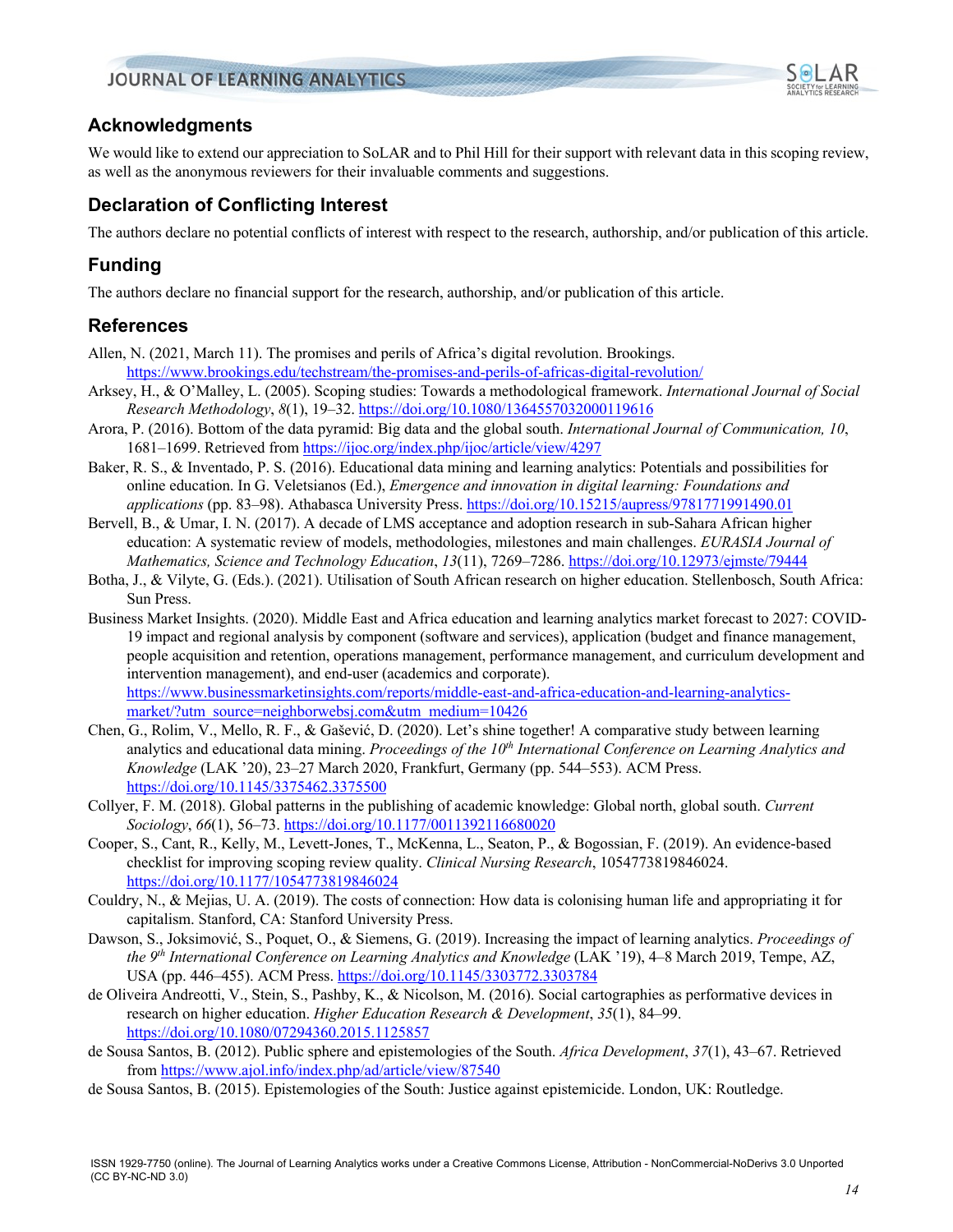## Acknowledgments

We would like to extend our appreciation to SoLAR and to Phil Hill for their support with relevant data in this scoping review, as well as the anonymous reviewers for their invaluable comments and suggestions.

## Declaration of Conflicting Interest

The authors declare no potential conflicts of interest with respect to the research, authorship, and/or publication of this article.

## Funding

The authors declare no financial support for the research, authorship, and/or publication of this article.

## References

Allen, N. (2021, March 11). The promises and perils of Africa's digital revolution. Brookings. https://www.brookings.edu/techstream/the-promises-and-perils-of-africas-digital-revolution/

Arksey, H., & O'Malley, L. (2005). Scoping studies: Towards a methodological framework. *International Journal of Social Research Methodology*, *8*(1), 19–32. https://doi.org/10.1080/1364557032000119616

Arora, P. (2016). Bottom of the data pyramid: Big data and the global south. *International Journal of Communication, 10*, 1681–1699. Retrieved from https://ijoc.org/index.php/ijoc/article/view/4297

Baker, R. S., & Inventado, P. S. (2016). Educational data mining and learning analytics: Potentials and possibilities for online education. In G. Veletsianos (Ed.), *Emergence and innovation in digital learning: Foundations and applications* (pp. 83–98). Athabasca University Press. https://doi.org/10.15215/aupress/9781771991490.01

Bervell, B., & Umar, I. N. (2017). A decade of LMS acceptance and adoption research in sub-Sahara African higher education: A systematic review of models, methodologies, milestones and main challenges. *EURASIA Journal of Mathematics, Science and Technology Education*, *13*(11), 7269–7286. https://doi.org/10.12973/ejmste/79444

Botha, J., & Vilyte, G. (Eds.). (2021). Utilisation of South African research on higher education. Stellenbosch, South Africa: Sun Press.

Business Market Insights. (2020). Middle East and Africa education and learning analytics market forecast to 2027: COVID-19 impact and regional analysis by component (software and services), application (budget and finance management, people acquisition and retention, operations management, performance management, and curriculum development and intervention management), and end-user (academics and corporate). https://www.businessmarketinsights.com/reports/middle-east-and-africa-education-and-learning-analytics-market/?utm_source=neighborwebsj.com&utm_medium=10426

Chen, G., Rolim, V., Mello, R. F., & Gašević, D. (2020). Let's shine together! A comparative study between learning analytics and educational data mining. *Proceedings of the 10th International Conference on Learning Analytics and Knowledge* (LAK '20), 23–27 March 2020, Frankfurt, Germany (pp. 544–553). ACM Press. https://doi.org/10.1145/3375462.3375500

Collyer, F. M. (2018). Global patterns in the publishing of academic knowledge: Global north, global south. *Current Sociology*, *66*(1), 56–73. https://doi.org/10.1177/0011392116680020

Cooper, S., Cant, R., Kelly, M., Levett-Jones, T., McKenna, L., Seaton, P., & Bogossian, F. (2019). An evidence-based checklist for improving scoping review quality. *Clinical Nursing Research*, 1054773819846024. https://doi.org/10.1177/1054773819846024

Couldry, N., & Mejias, U. A. (2019). The costs of connection: How data is colonising human life and appropriating it for capitalism. Stanford, CA: Stanford University Press.

Dawson, S., Joksimović, S., Poquet, O., & Siemens, G. (2019). Increasing the impact of learning analytics. *Proceedings of the 9th International Conference on Learning Analytics and Knowledge* (LAK '19), 4–8 March 2019, Tempe, AZ, USA (pp. 446–455). ACM Press. https://doi.org/10.1145/3303772.3303784

de Oliveira Andreotti, V., Stein, S., Pashby, K., & Nicolson, M. (2016). Social cartographies as performative devices in research on higher education. *Higher Education Research & Development*, *35*(1), 84–99. https://doi.org/10.1080/07294360.2015.1125857

de Sousa Santos, B. (2012). Public sphere and epistemologies of the South. *Africa Development*, *37*(1), 43–67. Retrieved from https://www.ajol.info/index.php/ad/article/view/87540

de Sousa Santos, B. (2015). Epistemologies of the South: Justice against epistemicide. London, UK: Routledge.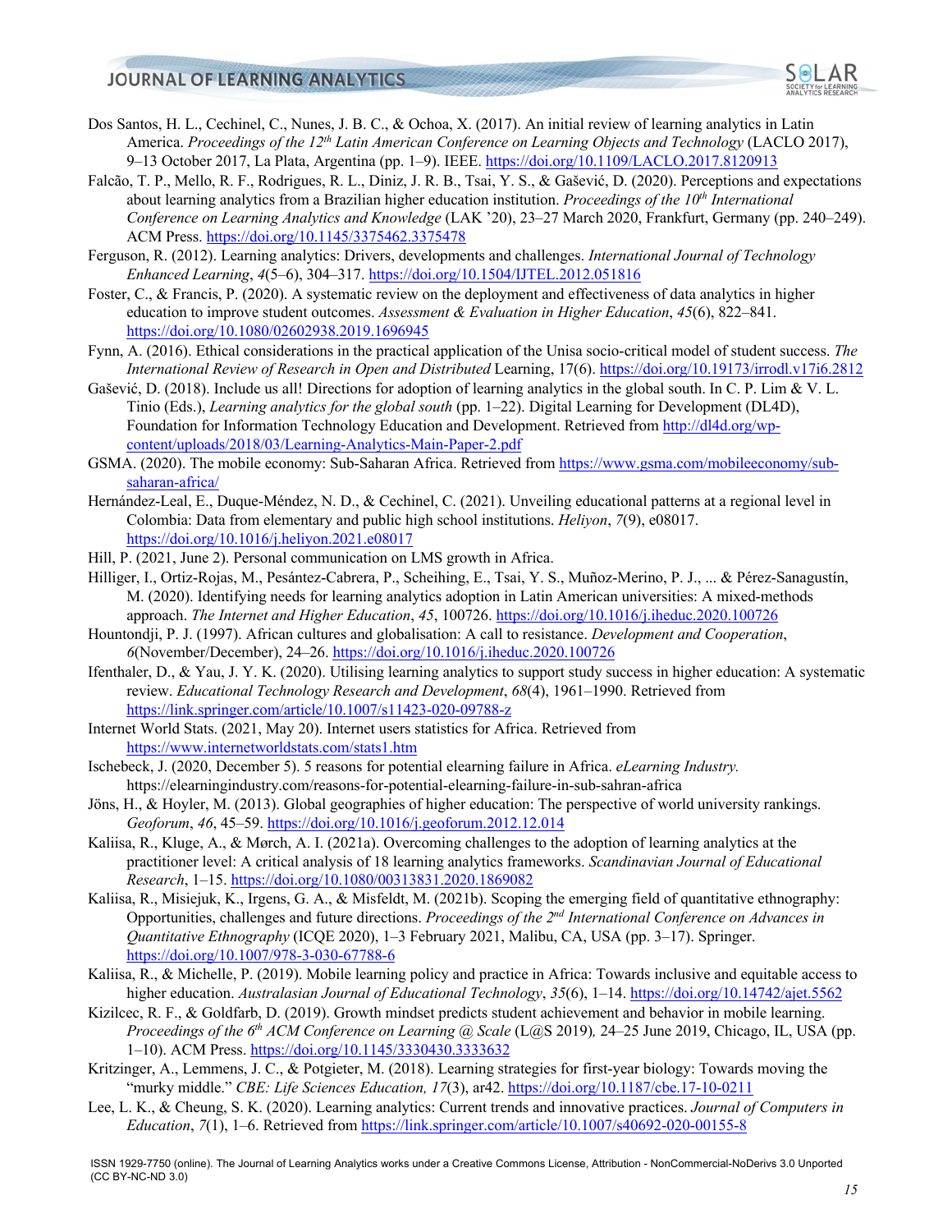Dos Santos, H. L., Cechinel, C., Nunes, J. B. C., & Ochoa, X. (2017). An initial review of learning analytics in Latin America. *Proceedings of the 12th Latin American Conference on Learning Objects and Technology* (LACLO 2017), 9–13 October 2017, La Plata, Argentina (pp. 1–9). IEEE. https://doi.org/10.1109/LACLO.2017.8120913

Falcão, T. P., Mello, R. F., Rodrigues, R. L., Diniz, J. R. B., Tsai, Y. S., & Gašević, D. (2020). Perceptions and expectations about learning analytics from a Brazilian higher education institution. *Proceedings of the 10th International Conference on Learning Analytics and Knowledge* (LAK '20), 23–27 March 2020, Frankfurt, Germany (pp. 240–249). ACM Press. https://doi.org/10.1145/3375462.3375478

Ferguson, R. (2012). Learning analytics: Drivers, developments and challenges. *International Journal of Technology Enhanced Learning*, *4*(5–6), 304–317. https://doi.org/10.1504/IJTEL.2012.051816

Foster, C., & Francis, P. (2020). A systematic review on the deployment and effectiveness of data analytics in higher education to improve student outcomes. *Assessment & Evaluation in Higher Education*, *45*(6), 822–841. https://doi.org/10.1080/02602938.2019.1696945

Fynn, A. (2016). Ethical considerations in the practical application of the Unisa socio-critical model of student success. *The International Review of Research in Open and Distributed* Learning, 17(6). https://doi.org/10.19173/irrodl.v17i6.2812

Gašević, D. (2018). Include us all! Directions for adoption of learning analytics in the global south. In C. P. Lim & V. L. Tinio (Eds.), *Learning analytics for the global south* (pp. 1–22). Digital Learning for Development (DL4D), Foundation for Information Technology Education and Development. Retrieved from http://dl4d.org/wp-content/uploads/2018/03/Learning-Analytics-Main-Paper-2.pdf

GSMA. (2020). The mobile economy: Sub-Saharan Africa. Retrieved from https://www.gsma.com/mobileeconomy/sub-saharan-africa/

Hernández-Leal, E., Duque-Méndez, N. D., & Cechinel, C. (2021). Unveiling educational patterns at a regional level in Colombia: Data from elementary and public high school institutions. *Heliyon*, *7*(9), e08017. https://doi.org/10.1016/j.heliyon.2021.e08017

Hill, P. (2021, June 2). Personal communication on LMS growth in Africa.

Hilliger, I., Ortiz-Rojas, M., Pesántez-Cabrera, P., Scheihing, E., Tsai, Y. S., Muñoz-Merino, P. J., ... & Pérez-Sanagustín, M. (2020). Identifying needs for learning analytics adoption in Latin American universities: A mixed-methods approach. *The Internet and Higher Education*, *45*, 100726. https://doi.org/10.1016/j.iheduc.2020.100726

Hountondji, P. J. (1997). African cultures and globalisation: A call to resistance. *Development and Cooperation*, *6*(November/December), 24–26. https://doi.org/10.1016/j.iheduc.2020.100726

Ifenthaler, D., & Yau, J. Y. K. (2020). Utilising learning analytics to support study success in higher education: A systematic review. *Educational Technology Research and Development*, *68*(4), 1961–1990. Retrieved from https://link.springer.com/article/10.1007/s11423-020-09788-z

Internet World Stats. (2021, May 20). Internet users statistics for Africa. Retrieved from https://www.internetworldstats.com/stats1.htm

Ischebeck, J. (2020, December 5). 5 reasons for potential elearning failure in Africa. *eLearning Industry.* https://elearningindustry.com/reasons-for-potential-elearning-failure-in-sub-sahran-africa

Jöns, H., & Hoyler, M. (2013). Global geographies of higher education: The perspective of world university rankings. *Geoforum*, *46*, 45–59. https://doi.org/10.1016/j.geoforum.2012.12.014

Kaliisa, R., Kluge, A., & Mørch, A. I. (2021a). Overcoming challenges to the adoption of learning analytics at the practitioner level: A critical analysis of 18 learning analytics frameworks. *Scandinavian Journal of Educational Research*, 1–15. https://doi.org/10.1080/00313831.2020.1869082

Kaliisa, R., Misiejuk, K., Irgens, G. A., & Misfeldt, M. (2021b). Scoping the emerging field of quantitative ethnography: Opportunities, challenges and future directions. *Proceedings of the 2nd International Conference on Advances in Quantitative Ethnography* (ICQE 2020), 1–3 February 2021, Malibu, CA, USA (pp. 3–17). Springer. https://doi.org/10.1007/978-3-030-67788-6

Kaliisa, R., & Michelle, P. (2019). Mobile learning policy and practice in Africa: Towards inclusive and equitable access to higher education. *Australasian Journal of Educational Technology*, *35*(6), 1–14. https://doi.org/10.14742/ajet.5562

Kizilcec, R. F., & Goldfarb, D. (2019). Growth mindset predicts student achievement and behavior in mobile learning. *Proceedings of the 6th ACM Conference on Learning @ Scale* (L@S 2019)*,* 24–25 June 2019, Chicago, IL, USA (pp. 1–10). ACM Press. https://doi.org/10.1145/3330430.3333632

Kritzinger, A., Lemmens, J. C., & Potgieter, M. (2018). Learning strategies for first-year biology: Towards moving the "murky middle." *CBE: Life Sciences Education, 17*(3), ar42. https://doi.org/10.1187/cbe.17-10-0211

Lee, L. K., & Cheung, S. K. (2020). Learning analytics: Current trends and innovative practices. *Journal of Computers in Education*, *7*(1), 1–6. Retrieved from https://link.springer.com/article/10.1007/s40692-020-00155-8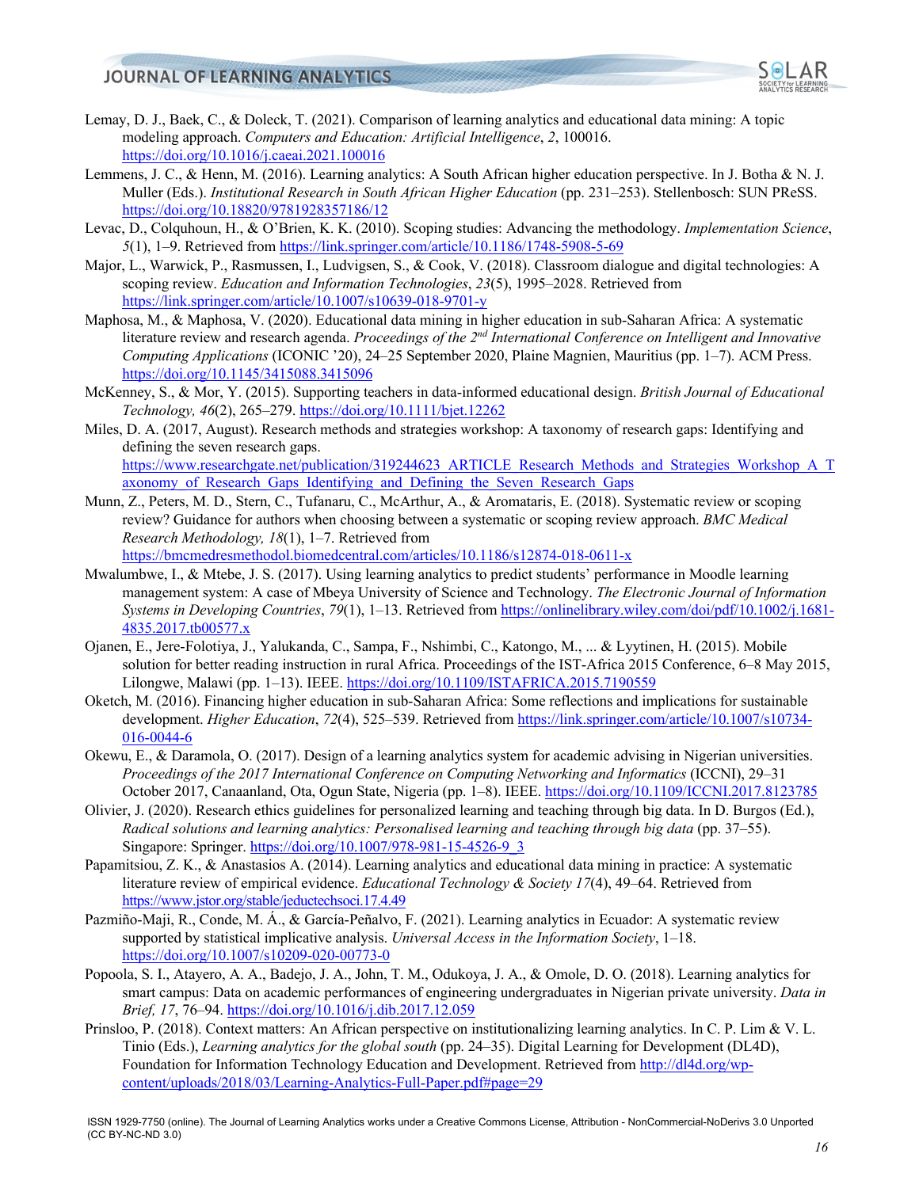Lemay, D. J., Baek, C., & Doleck, T. (2021). Comparison of learning analytics and educational data mining: A topic modeling approach. *Computers and Education: Artificial Intelligence*, *2*, 100016. https://doi.org/10.1016/j.caeai.2021.100016

Lemmens, J. C., & Henn, M. (2016). Learning analytics: A South African higher education perspective. In J. Botha & N. J. Muller (Eds.). *Institutional Research in South African Higher Education* (pp. 231–253). Stellenbosch: SUN PReSS. https://doi.org/10.18820/9781928357186/12

Levac, D., Colquhoun, H., & O'Brien, K. K. (2010). Scoping studies: Advancing the methodology. *Implementation Science*, *5*(1), 1–9. Retrieved from https://link.springer.com/article/10.1186/1748-5908-5-69

Major, L., Warwick, P., Rasmussen, I., Ludvigsen, S., & Cook, V. (2018). Classroom dialogue and digital technologies: A scoping review. *Education and Information Technologies*, *23*(5), 1995–2028. Retrieved from https://link.springer.com/article/10.1007/s10639-018-9701-y

Maphosa, M., & Maphosa, V. (2020). Educational data mining in higher education in sub-Saharan Africa: A systematic literature review and research agenda. *Proceedings of the 2nd International Conference on Intelligent and Innovative Computing Applications* (ICONIC '20), 24–25 September 2020, Plaine Magnien, Mauritius (pp. 1–7). ACM Press. https://doi.org/10.1145/3415088.3415096

McKenney, S., & Mor, Y. (2015). Supporting teachers in data-informed educational design. *British Journal of Educational Technology, 46*(2), 265–279. https://doi.org/10.1111/bjet.12262

Miles, D. A. (2017, August). Research methods and strategies workshop: A taxonomy of research gaps: Identifying and defining the seven research gaps. https://www.researchgate.net/publication/319244623_ARTICLE_Research_Methods_and_Strategies_Workshop_A_Taxonomy_of_Research_Gaps_Identifying_and_Defining_the_Seven_Research_Gaps

Munn, Z., Peters, M. D., Stern, C., Tufanaru, C., McArthur, A., & Aromataris, E. (2018). Systematic review or scoping review? Guidance for authors when choosing between a systematic or scoping review approach. *BMC Medical Research Methodology, 18*(1), 1–7. Retrieved from https://bmcmedresmethodol.biomedcentral.com/articles/10.1186/s12874-018-0611-x

Mwalumbwe, I., & Mtebe, J. S. (2017). Using learning analytics to predict students' performance in Moodle learning management system: A case of Mbeya University of Science and Technology. *The Electronic Journal of Information Systems in Developing Countries*, *79*(1), 1–13. Retrieved from https://onlinelibrary.wiley.com/doi/pdf/10.1002/j.1681-4835.2017.tb00577.x

Ojanen, E., Jere-Folotiya, J., Yalukanda, C., Sampa, F., Nshimbi, C., Katongo, M., ... & Lyytinen, H. (2015). Mobile solution for better reading instruction in rural Africa. Proceedings of the IST-Africa 2015 Conference, 6–8 May 2015, Lilongwe, Malawi (pp. 1–13). IEEE. https://doi.org/10.1109/ISTAFRICA.2015.7190559

Oketch, M. (2016). Financing higher education in sub-Saharan Africa: Some reflections and implications for sustainable development. *Higher Education*, *72*(4), 525–539. Retrieved from https://link.springer.com/article/10.1007/s10734-016-0044-6

Okewu, E., & Daramola, O. (2017). Design of a learning analytics system for academic advising in Nigerian universities. *Proceedings of the 2017 International Conference on Computing Networking and Informatics* (ICCNI), 29–31 October 2017, Canaanland, Ota, Ogun State, Nigeria (pp. 1–8). IEEE. https://doi.org/10.1109/ICCNI.2017.8123785

Olivier, J. (2020). Research ethics guidelines for personalized learning and teaching through big data. In D. Burgos (Ed.), *Radical solutions and learning analytics: Personalised learning and teaching through big data* (pp. 37–55). Singapore: Springer. https://doi.org/10.1007/978-981-15-4526-9_3

Papamitsiou, Z. K., & Anastasios A. (2014). Learning analytics and educational data mining in practice: A systematic literature review of empirical evidence. *Educational Technology & Society 17*(4), 49–64. Retrieved from https://www.jstor.org/stable/jeductechsoci.17.4.49

Pazmiño-Maji, R., Conde, M. Á., & García-Peñalvo, F. (2021). Learning analytics in Ecuador: A systematic review supported by statistical implicative analysis. *Universal Access in the Information Society*, 1–18. https://doi.org/10.1007/s10209-020-00773-0

Popoola, S. I., Atayero, A. A., Badejo, J. A., John, T. M., Odukoya, J. A., & Omole, D. O. (2018). Learning analytics for smart campus: Data on academic performances of engineering undergraduates in Nigerian private university. *Data in Brief, 17*, 76–94. https://doi.org/10.1016/j.dib.2017.12.059

Prinsloo, P. (2018). Context matters: An African perspective on institutionalizing learning analytics. In C. P. Lim & V. L. Tinio (Eds.), *Learning analytics for the global south* (pp. 24–35). Digital Learning for Development (DL4D), Foundation for Information Technology Education and Development. Retrieved from http://dl4d.org/wp-content/uploads/2018/03/Learning-Analytics-Full-Paper.pdf#page=29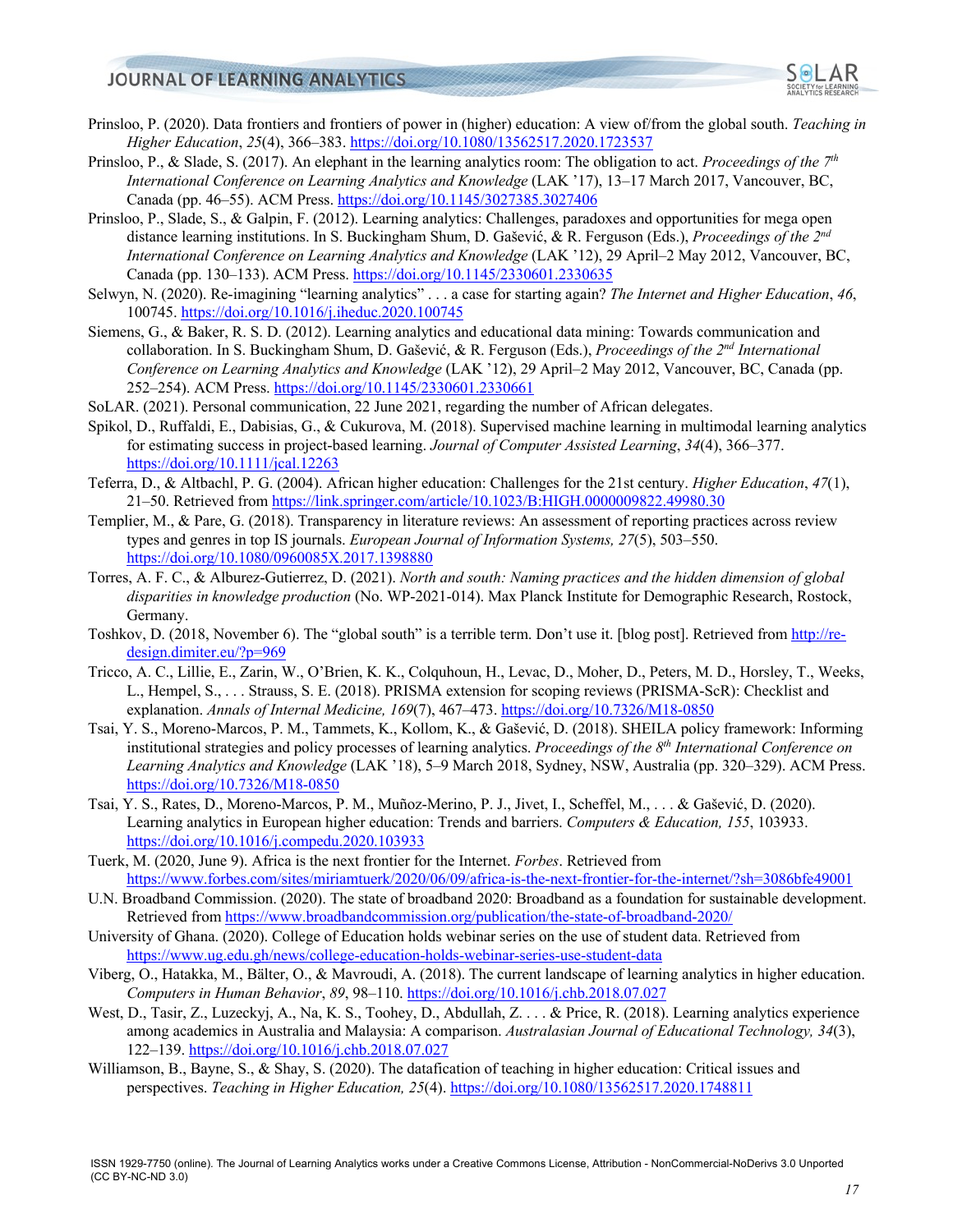Prinsloo, P. (2020). Data frontiers and frontiers of power in (higher) education: A view of/from the global south. *Teaching in Higher Education*, *25*(4), 366–383. https://doi.org/10.1080/13562517.2020.1723537

Prinsloo, P., & Slade, S. (2017). An elephant in the learning analytics room: The obligation to act. *Proceedings of the 7th International Conference on Learning Analytics and Knowledge* (LAK '17), 13–17 March 2017, Vancouver, BC, Canada (pp. 46–55). ACM Press. https://doi.org/10.1145/3027385.3027406

Prinsloo, P., Slade, S., & Galpin, F. (2012). Learning analytics: Challenges, paradoxes and opportunities for mega open distance learning institutions. In S. Buckingham Shum, D. Gašević, & R. Ferguson (Eds.), *Proceedings of the 2nd International Conference on Learning Analytics and Knowledge* (LAK '12), 29 April–2 May 2012, Vancouver, BC, Canada (pp. 130–133). ACM Press. https://doi.org/10.1145/2330601.2330635

Selwyn, N. (2020). Re-imagining "learning analytics" . . . a case for starting again? *The Internet and Higher Education*, *46*, 100745. https://doi.org/10.1016/j.iheduc.2020.100745

Siemens, G., & Baker, R. S. D. (2012). Learning analytics and educational data mining: Towards communication and collaboration. In S. Buckingham Shum, D. Gašević, & R. Ferguson (Eds.), *Proceedings of the 2nd International Conference on Learning Analytics and Knowledge* (LAK '12), 29 April–2 May 2012, Vancouver, BC, Canada (pp. 252–254). ACM Press. https://doi.org/10.1145/2330601.2330661

SoLAR. (2021). Personal communication, 22 June 2021, regarding the number of African delegates.

Spikol, D., Ruffaldi, E., Dabisias, G., & Cukurova, M. (2018). Supervised machine learning in multimodal learning analytics for estimating success in project-based learning. *Journal of Computer Assisted Learning*, *34*(4), 366–377. https://doi.org/10.1111/jcal.12263

Teferra, D., & Altbachl, P. G. (2004). African higher education: Challenges for the 21st century. *Higher Education*, *47*(1), 21–50. Retrieved from https://link.springer.com/article/10.1023/B:HIGH.0000009822.49980.30

Templier, M., & Pare, G. (2018). Transparency in literature reviews: An assessment of reporting practices across review types and genres in top IS journals. *European Journal of Information Systems, 27*(5), 503–550. https://doi.org/10.1080/0960085X.2017.1398880

Torres, A. F. C., & Alburez-Gutierrez, D. (2021). *North and south: Naming practices and the hidden dimension of global disparities in knowledge production* (No. WP-2021-014). Max Planck Institute for Demographic Research, Rostock, Germany.

Toshkov, D. (2018, November 6). The "global south" is a terrible term. Don't use it. [blog post]. Retrieved from http://re-design.dimiter.eu/?p=969

Tricco, A. C., Lillie, E., Zarin, W., O'Brien, K. K., Colquhoun, H., Levac, D., Moher, D., Peters, M. D., Horsley, T., Weeks, L., Hempel, S., . . . Strauss, S. E. (2018). PRISMA extension for scoping reviews (PRISMA-ScR): Checklist and explanation. *Annals of Internal Medicine, 169*(7), 467–473. https://doi.org/10.7326/M18-0850

Tsai, Y. S., Moreno-Marcos, P. M., Tammets, K., Kollom, K., & Gašević, D. (2018). SHEILA policy framework: Informing institutional strategies and policy processes of learning analytics. *Proceedings of the 8th International Conference on Learning Analytics and Knowledge* (LAK '18), 5–9 March 2018, Sydney, NSW, Australia (pp. 320–329). ACM Press. https://doi.org/10.7326/M18-0850

Tsai, Y. S., Rates, D., Moreno-Marcos, P. M., Muñoz-Merino, P. J., Jivet, I., Scheffel, M., . . . & Gašević, D. (2020). Learning analytics in European higher education: Trends and barriers. *Computers & Education, 155*, 103933. https://doi.org/10.1016/j.compedu.2020.103933

Tuerk, M. (2020, June 9). Africa is the next frontier for the Internet. *Forbes*. Retrieved from https://www.forbes.com/sites/miriamtuerk/2020/06/09/africa-is-the-next-frontier-for-the-internet/?sh=3086bfe49001

U.N. Broadband Commission. (2020). The state of broadband 2020: Broadband as a foundation for sustainable development. Retrieved from https://www.broadbandcommission.org/publication/the-state-of-broadband-2020/

University of Ghana. (2020). College of Education holds webinar series on the use of student data. Retrieved from https://www.ug.edu.gh/news/college-education-holds-webinar-series-use-student-data

Viberg, O., Hatakka, M., Bälter, O., & Mavroudi, A. (2018). The current landscape of learning analytics in higher education. *Computers in Human Behavior*, *89*, 98–110. https://doi.org/10.1016/j.chb.2018.07.027

West, D., Tasir, Z., Luzeckyj, A., Na, K. S., Toohey, D., Abdullah, Z. . . . & Price, R. (2018). Learning analytics experience among academics in Australia and Malaysia: A comparison. *Australasian Journal of Educational Technology, 34*(3), 122–139. https://doi.org/10.1016/j.chb.2018.07.027

Williamson, B., Bayne, S., & Shay, S. (2020). The datafication of teaching in higher education: Critical issues and perspectives. *Teaching in Higher Education, 25*(4). https://doi.org/10.1080/13562517.2020.1748811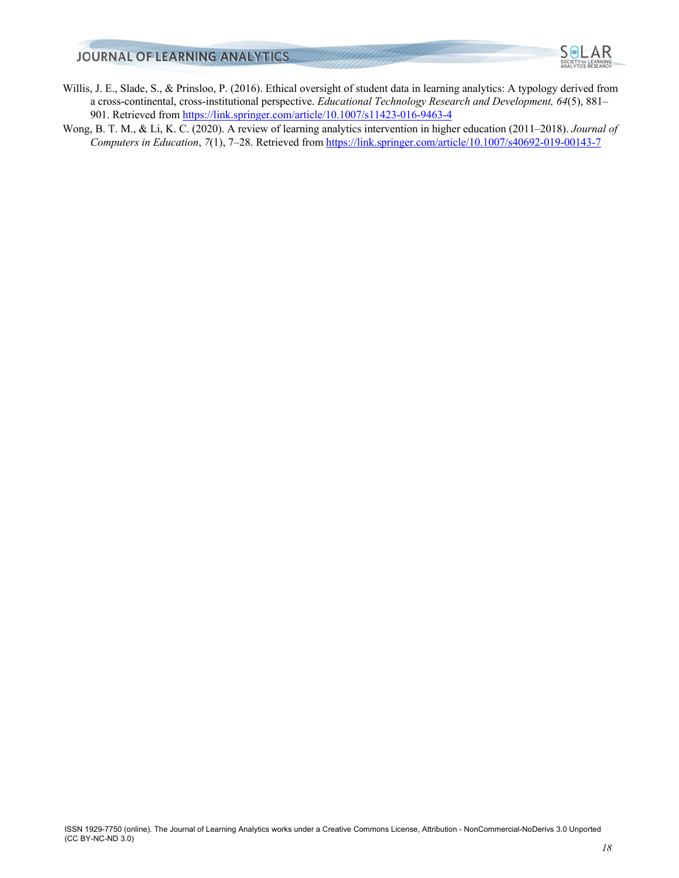Willis, J. E., Slade, S., & Prinsloo, P. (2016). Ethical oversight of student data in learning analytics: A typology derived from a cross-continental, cross-institutional perspective. *Educational Technology Research and Development, 64*(5), 881–901. Retrieved from https://link.springer.com/article/10.1007/s11423-016-9463-4

Wong, B. T. M., & Li, K. C. (2020). A review of learning analytics intervention in higher education (2011–2018). *Journal of Computers in Education*, *7*(1), 7–28. Retrieved from https://link.springer.com/article/10.1007/s40692-019-00143-7